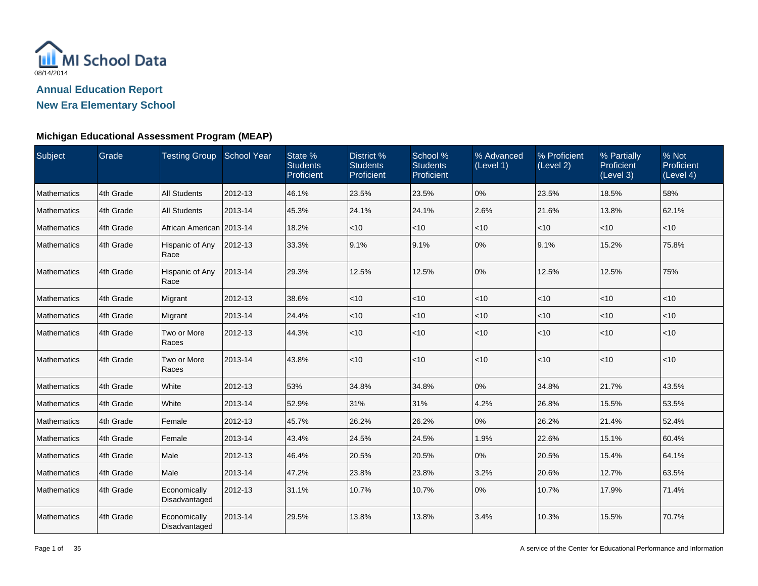MI School Data

08/14/2014

## Annual Education Report

## New Era Elementary School

### Michigan Educational Assessment Program (MEAP)

| Subject | Grade | Testing Group | School Year | State % Students Proficient | District % Students Proficient | School % Students Proficient | % Advanced (Level 1) | % Proficient (Level 2) | % Partially Proficient (Level 3) | % Not Proficient (Level 4) |
|---|---|---|---|---|---|---|---|---|---|---|
| Mathematics | 4th Grade | All Students | 2012-13 | 46.1% | 23.5% | 23.5% | 0% | 23.5% | 18.5% | 58% |
| Mathematics | 4th Grade | All Students | 2013-14 | 45.3% | 24.1% | 24.1% | 2.6% | 21.6% | 13.8% | 62.1% |
| Mathematics | 4th Grade | African American | 2013-14 | 18.2% | <10 | <10 | <10 | <10 | <10 | <10 |
| Mathematics | 4th Grade | Hispanic of Any Race | 2012-13 | 33.3% | 9.1% | 9.1% | 0% | 9.1% | 15.2% | 75.8% |
| Mathematics | 4th Grade | Hispanic of Any Race | 2013-14 | 29.3% | 12.5% | 12.5% | 0% | 12.5% | 12.5% | 75% |
| Mathematics | 4th Grade | Migrant | 2012-13 | 38.6% | <10 | <10 | <10 | <10 | <10 | <10 |
| Mathematics | 4th Grade | Migrant | 2013-14 | 24.4% | <10 | <10 | <10 | <10 | <10 | <10 |
| Mathematics | 4th Grade | Two or More Races | 2012-13 | 44.3% | <10 | <10 | <10 | <10 | <10 | <10 |
| Mathematics | 4th Grade | Two or More Races | 2013-14 | 43.8% | <10 | <10 | <10 | <10 | <10 | <10 |
| Mathematics | 4th Grade | White | 2012-13 | 53% | 34.8% | 34.8% | 0% | 34.8% | 21.7% | 43.5% |
| Mathematics | 4th Grade | White | 2013-14 | 52.9% | 31% | 31% | 4.2% | 26.8% | 15.5% | 53.5% |
| Mathematics | 4th Grade | Female | 2012-13 | 45.7% | 26.2% | 26.2% | 0% | 26.2% | 21.4% | 52.4% |
| Mathematics | 4th Grade | Female | 2013-14 | 43.4% | 24.5% | 24.5% | 1.9% | 22.6% | 15.1% | 60.4% |
| Mathematics | 4th Grade | Male | 2012-13 | 46.4% | 20.5% | 20.5% | 0% | 20.5% | 15.4% | 64.1% |
| Mathematics | 4th Grade | Male | 2013-14 | 47.2% | 23.8% | 23.8% | 3.2% | 20.6% | 12.7% | 63.5% |
| Mathematics | 4th Grade | Economically Disadvantaged | 2012-13 | 31.1% | 10.7% | 10.7% | 0% | 10.7% | 17.9% | 71.4% |
| Mathematics | 4th Grade | Economically Disadvantaged | 2013-14 | 29.5% | 13.8% | 13.8% | 3.4% | 10.3% | 15.5% | 70.7% |

A service of the Center for Educational Performance and Information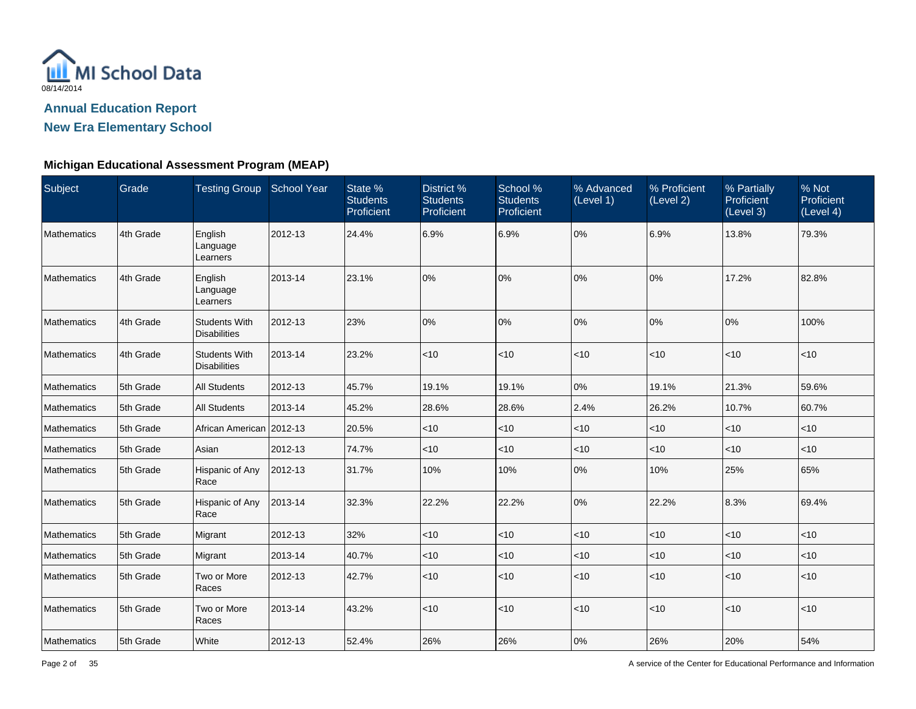MI School Data

08/14/2014

## Annual Education Report

## New Era Elementary School

### Michigan Educational Assessment Program (MEAP)

| Subject | Grade | Testing Group | School Year | State % Students Proficient | District % Students Proficient | School % Students Proficient | % Advanced (Level 1) | % Proficient (Level 2) | % Partially Proficient (Level 3) | % Not Proficient (Level 4) |
|---|---|---|---|---|---|---|---|---|---|---|
| Mathematics | 4th Grade | English Language Learners | 2012-13 | 24.4% | 6.9% | 6.9% | 0% | 6.9% | 13.8% | 79.3% |
| Mathematics | 4th Grade | English Language Learners | 2013-14 | 23.1% | 0% | 0% | 0% | 0% | 17.2% | 82.8% |
| Mathematics | 4th Grade | Students With Disabilities | 2012-13 | 23% | 0% | 0% | 0% | 0% | 0% | 100% |
| Mathematics | 4th Grade | Students With Disabilities | 2013-14 | 23.2% | <10 | <10 | <10 | <10 | <10 | <10 |
| Mathematics | 5th Grade | All Students | 2012-13 | 45.7% | 19.1% | 19.1% | 0% | 19.1% | 21.3% | 59.6% |
| Mathematics | 5th Grade | All Students | 2013-14 | 45.2% | 28.6% | 28.6% | 2.4% | 26.2% | 10.7% | 60.7% |
| Mathematics | 5th Grade | African American | 2012-13 | 20.5% | <10 | <10 | <10 | <10 | <10 | <10 |
| Mathematics | 5th Grade | Asian | 2012-13 | 74.7% | <10 | <10 | <10 | <10 | <10 | <10 |
| Mathematics | 5th Grade | Hispanic of Any Race | 2012-13 | 31.7% | 10% | 10% | 0% | 10% | 25% | 65% |
| Mathematics | 5th Grade | Hispanic of Any Race | 2013-14 | 32.3% | 22.2% | 22.2% | 0% | 22.2% | 8.3% | 69.4% |
| Mathematics | 5th Grade | Migrant | 2012-13 | 32% | <10 | <10 | <10 | <10 | <10 | <10 |
| Mathematics | 5th Grade | Migrant | 2013-14 | 40.7% | <10 | <10 | <10 | <10 | <10 | <10 |
| Mathematics | 5th Grade | Two or More Races | 2012-13 | 42.7% | <10 | <10 | <10 | <10 | <10 | <10 |
| Mathematics | 5th Grade | Two or More Races | 2013-14 | 43.2% | <10 | <10 | <10 | <10 | <10 | <10 |
| Mathematics | 5th Grade | White | 2012-13 | 52.4% | 26% | 26% | 0% | 26% | 20% | 54% |

A service of the Center for Educational Performance and Information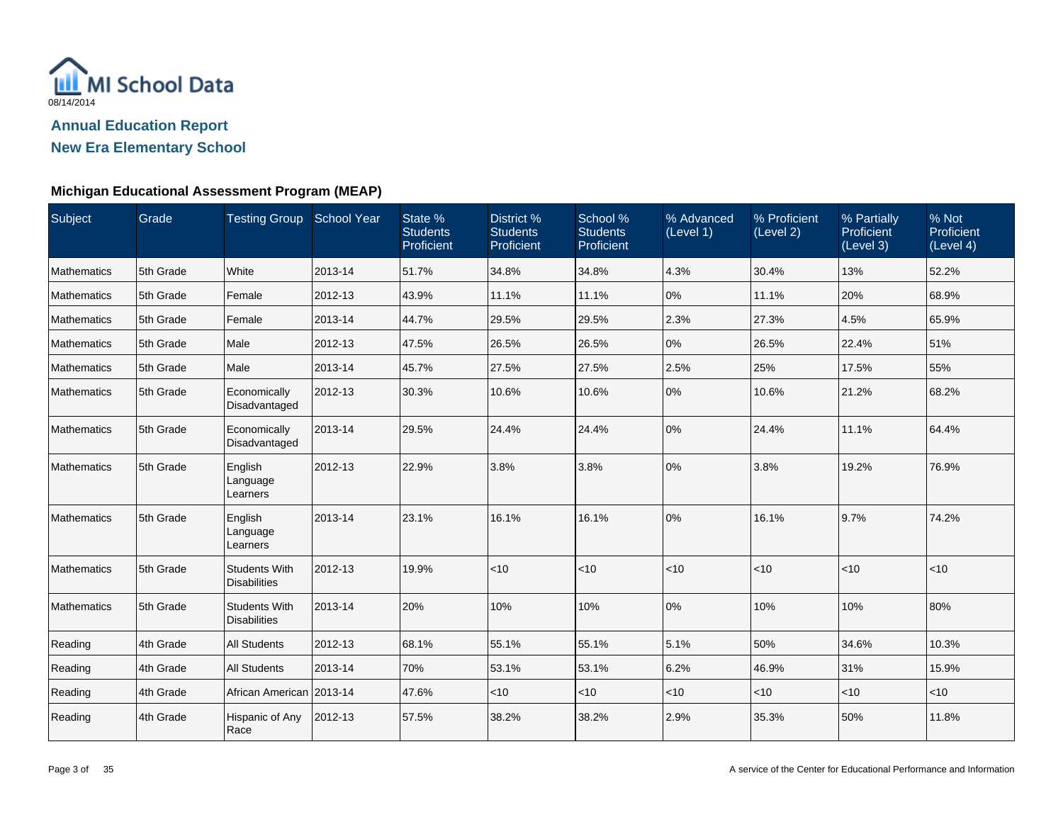MI School Data

08/14/2014

## Annual Education Report

## New Era Elementary School

### Michigan Educational Assessment Program (MEAP)

| Subject | Grade | Testing Group | School Year | State % Students Proficient | District % Students Proficient | School % Students Proficient | % Advanced (Level 1) | % Proficient (Level 2) | % Partially Proficient (Level 3) | % Not Proficient (Level 4) |
|---|---|---|---|---|---|---|---|---|---|---|
| Mathematics | 5th Grade | White | 2013-14 | 51.7% | 34.8% | 34.8% | 4.3% | 30.4% | 13% | 52.2% |
| Mathematics | 5th Grade | Female | 2012-13 | 43.9% | 11.1% | 11.1% | 0% | 11.1% | 20% | 68.9% |
| Mathematics | 5th Grade | Female | 2013-14 | 44.7% | 29.5% | 29.5% | 2.3% | 27.3% | 4.5% | 65.9% |
| Mathematics | 5th Grade | Male | 2012-13 | 47.5% | 26.5% | 26.5% | 0% | 26.5% | 22.4% | 51% |
| Mathematics | 5th Grade | Male | 2013-14 | 45.7% | 27.5% | 27.5% | 2.5% | 25% | 17.5% | 55% |
| Mathematics | 5th Grade | Economically Disadvantaged | 2012-13 | 30.3% | 10.6% | 10.6% | 0% | 10.6% | 21.2% | 68.2% |
| Mathematics | 5th Grade | Economically Disadvantaged | 2013-14 | 29.5% | 24.4% | 24.4% | 0% | 24.4% | 11.1% | 64.4% |
| Mathematics | 5th Grade | English Language Learners | 2012-13 | 22.9% | 3.8% | 3.8% | 0% | 3.8% | 19.2% | 76.9% |
| Mathematics | 5th Grade | English Language Learners | 2013-14 | 23.1% | 16.1% | 16.1% | 0% | 16.1% | 9.7% | 74.2% |
| Mathematics | 5th Grade | Students With Disabilities | 2012-13 | 19.9% | <10 | <10 | <10 | <10 | <10 | <10 |
| Mathematics | 5th Grade | Students With Disabilities | 2013-14 | 20% | 10% | 10% | 0% | 10% | 10% | 80% |
| Reading | 4th Grade | All Students | 2012-13 | 68.1% | 55.1% | 55.1% | 5.1% | 50% | 34.6% | 10.3% |
| Reading | 4th Grade | All Students | 2013-14 | 70% | 53.1% | 53.1% | 6.2% | 46.9% | 31% | 15.9% |
| Reading | 4th Grade | African American | 2013-14 | 47.6% | <10 | <10 | <10 | <10 | <10 | <10 |
| Reading | 4th Grade | Hispanic of Any Race | 2012-13 | 57.5% | 38.2% | 38.2% | 2.9% | 35.3% | 50% | 11.8% |

A service of the Center for Educational Performance and Information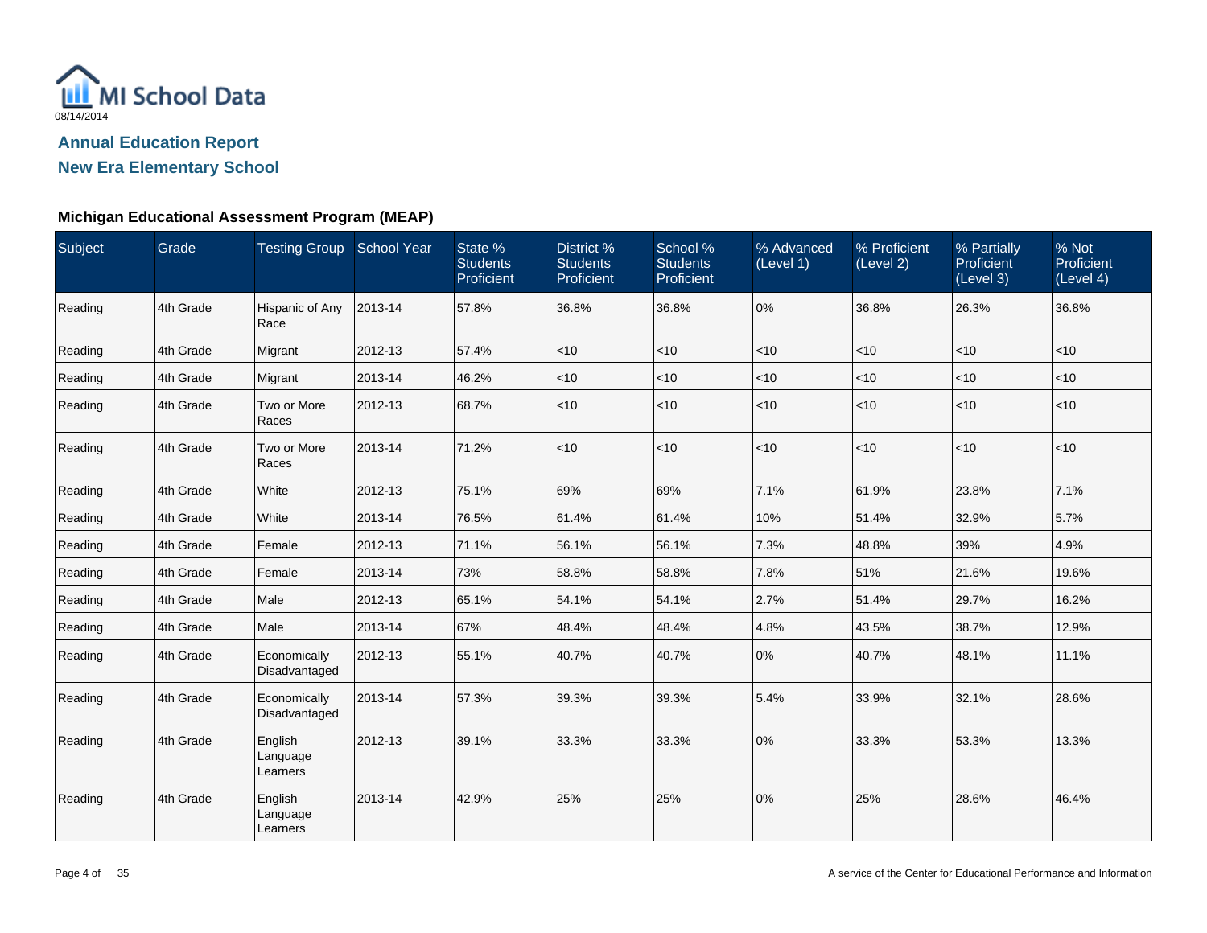MI School Data

08/14/2014

## Annual Education Report

## New Era Elementary School

### Michigan Educational Assessment Program (MEAP)

| Subject | Grade | Testing Group | School Year | State % Students Proficient | District % Students Proficient | School % Students Proficient | % Advanced (Level 1) | % Proficient (Level 2) | % Partially Proficient (Level 3) | % Not Proficient (Level 4) |
|---|---|---|---|---|---|---|---|---|---|---|
| Reading | 4th Grade | Hispanic of Any Race | 2013-14 | 57.8% | 36.8% | 36.8% | 0% | 36.8% | 26.3% | 36.8% |
| Reading | 4th Grade | Migrant | 2012-13 | 57.4% | <10 | <10 | <10 | <10 | <10 | <10 |
| Reading | 4th Grade | Migrant | 2013-14 | 46.2% | <10 | <10 | <10 | <10 | <10 | <10 |
| Reading | 4th Grade | Two or More Races | 2012-13 | 68.7% | <10 | <10 | <10 | <10 | <10 | <10 |
| Reading | 4th Grade | Two or More Races | 2013-14 | 71.2% | <10 | <10 | <10 | <10 | <10 | <10 |
| Reading | 4th Grade | White | 2012-13 | 75.1% | 69% | 69% | 7.1% | 61.9% | 23.8% | 7.1% |
| Reading | 4th Grade | White | 2013-14 | 76.5% | 61.4% | 61.4% | 10% | 51.4% | 32.9% | 5.7% |
| Reading | 4th Grade | Female | 2012-13 | 71.1% | 56.1% | 56.1% | 7.3% | 48.8% | 39% | 4.9% |
| Reading | 4th Grade | Female | 2013-14 | 73% | 58.8% | 58.8% | 7.8% | 51% | 21.6% | 19.6% |
| Reading | 4th Grade | Male | 2012-13 | 65.1% | 54.1% | 54.1% | 2.7% | 51.4% | 29.7% | 16.2% |
| Reading | 4th Grade | Male | 2013-14 | 67% | 48.4% | 48.4% | 4.8% | 43.5% | 38.7% | 12.9% |
| Reading | 4th Grade | Economically Disadvantaged | 2012-13 | 55.1% | 40.7% | 40.7% | 0% | 40.7% | 48.1% | 11.1% |
| Reading | 4th Grade | Economically Disadvantaged | 2013-14 | 57.3% | 39.3% | 39.3% | 5.4% | 33.9% | 32.1% | 28.6% |
| Reading | 4th Grade | English Language Learners | 2012-13 | 39.1% | 33.3% | 33.3% | 0% | 33.3% | 53.3% | 13.3% |
| Reading | 4th Grade | English Language Learners | 2013-14 | 42.9% | 25% | 25% | 0% | 25% | 28.6% | 46.4% |

A service of the Center for Educational Performance and Information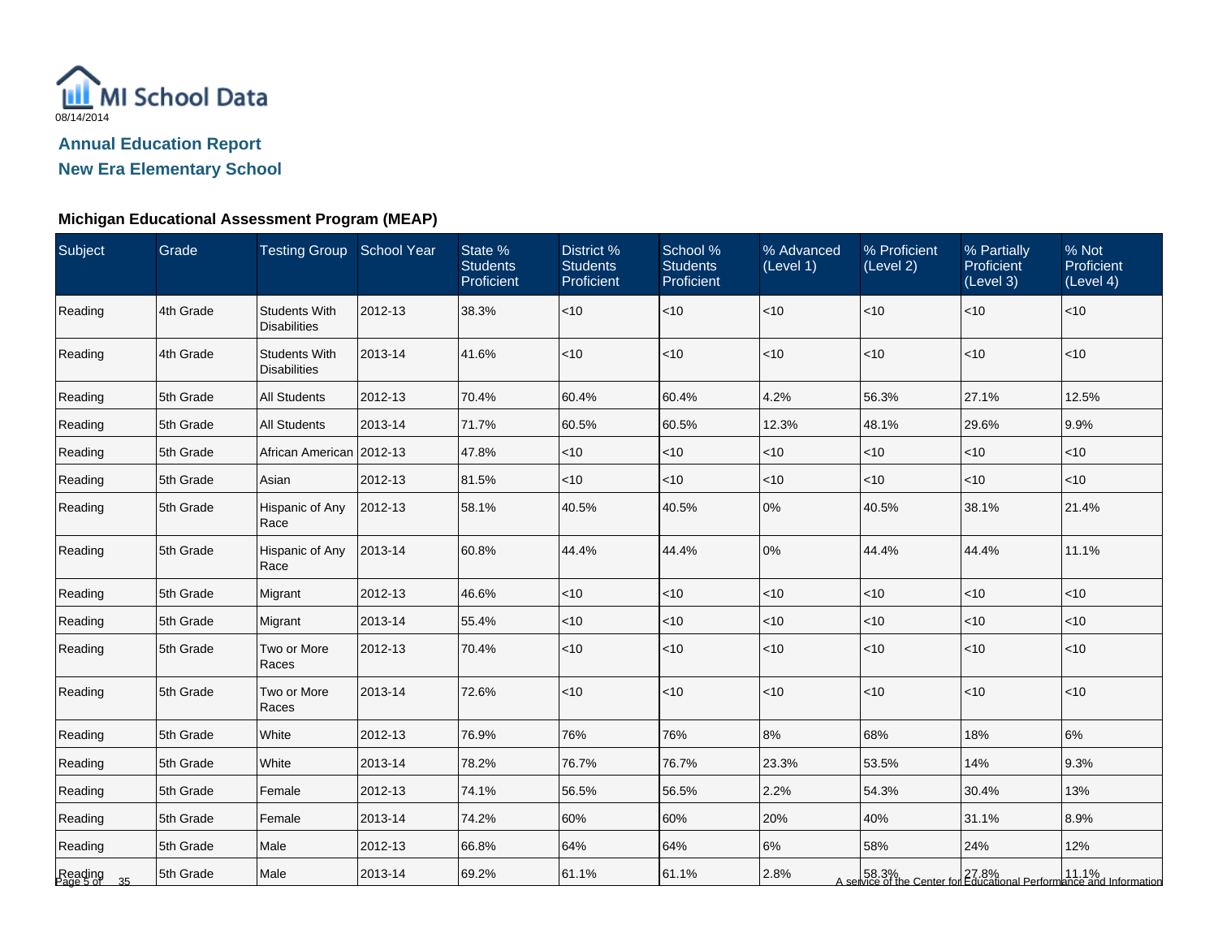# Annual Education Report

## New Era Elementary School

### Michigan Educational Assessment Program (MEAP)

| Subject | Grade | Testing Group | School Year | State % Students Proficient | District % Students Proficient | School % Students Proficient | % Advanced (Level 1) | % Proficient (Level 2) | % Partially Proficient (Level 3) | % Not Proficient (Level 4) |
|---|---|---|---|---|---|---|---|---|---|---|
| Reading | 4th Grade | Students With Disabilities | 2012-13 | 38.3% | <10 | <10 | <10 | <10 | <10 | <10 |
| Reading | 4th Grade | Students With Disabilities | 2013-14 | 41.6% | <10 | <10 | <10 | <10 | <10 | <10 |
| Reading | 5th Grade | All Students | 2012-13 | 70.4% | 60.4% | 60.4% | 4.2% | 56.3% | 27.1% | 12.5% |
| Reading | 5th Grade | All Students | 2013-14 | 71.7% | 60.5% | 60.5% | 12.3% | 48.1% | 29.6% | 9.9% |
| Reading | 5th Grade | African American | 2012-13 | 47.8% | <10 | <10 | <10 | <10 | <10 | <10 |
| Reading | 5th Grade | Asian | 2012-13 | 81.5% | <10 | <10 | <10 | <10 | <10 | <10 |
| Reading | 5th Grade | Hispanic of Any Race | 2012-13 | 58.1% | 40.5% | 40.5% | 0% | 40.5% | 38.1% | 21.4% |
| Reading | 5th Grade | Hispanic of Any Race | 2013-14 | 60.8% | 44.4% | 44.4% | 0% | 44.4% | 44.4% | 11.1% |
| Reading | 5th Grade | Migrant | 2012-13 | 46.6% | <10 | <10 | <10 | <10 | <10 | <10 |
| Reading | 5th Grade | Migrant | 2013-14 | 55.4% | <10 | <10 | <10 | <10 | <10 | <10 |
| Reading | 5th Grade | Two or More Races | 2012-13 | 70.4% | <10 | <10 | <10 | <10 | <10 | <10 |
| Reading | 5th Grade | Two or More Races | 2013-14 | 72.6% | <10 | <10 | <10 | <10 | <10 | <10 |
| Reading | 5th Grade | White | 2012-13 | 76.9% | 76% | 76% | 8% | 68% | 18% | 6% |
| Reading | 5th Grade | White | 2013-14 | 78.2% | 76.7% | 76.7% | 23.3% | 53.5% | 14% | 9.3% |
| Reading | 5th Grade | Female | 2012-13 | 74.1% | 56.5% | 56.5% | 2.2% | 54.3% | 30.4% | 13% |
| Reading | 5th Grade | Female | 2013-14 | 74.2% | 60% | 60% | 20% | 40% | 31.1% | 8.9% |
| Reading | 5th Grade | Male | 2012-13 | 66.8% | 64% | 64% | 6% | 58% | 24% | 12% |
| Reading | 5th Grade | Male | 2013-14 | 69.2% | 61.1% | 61.1% | 2.8% | 58.3% | 27.8% | 11.1% |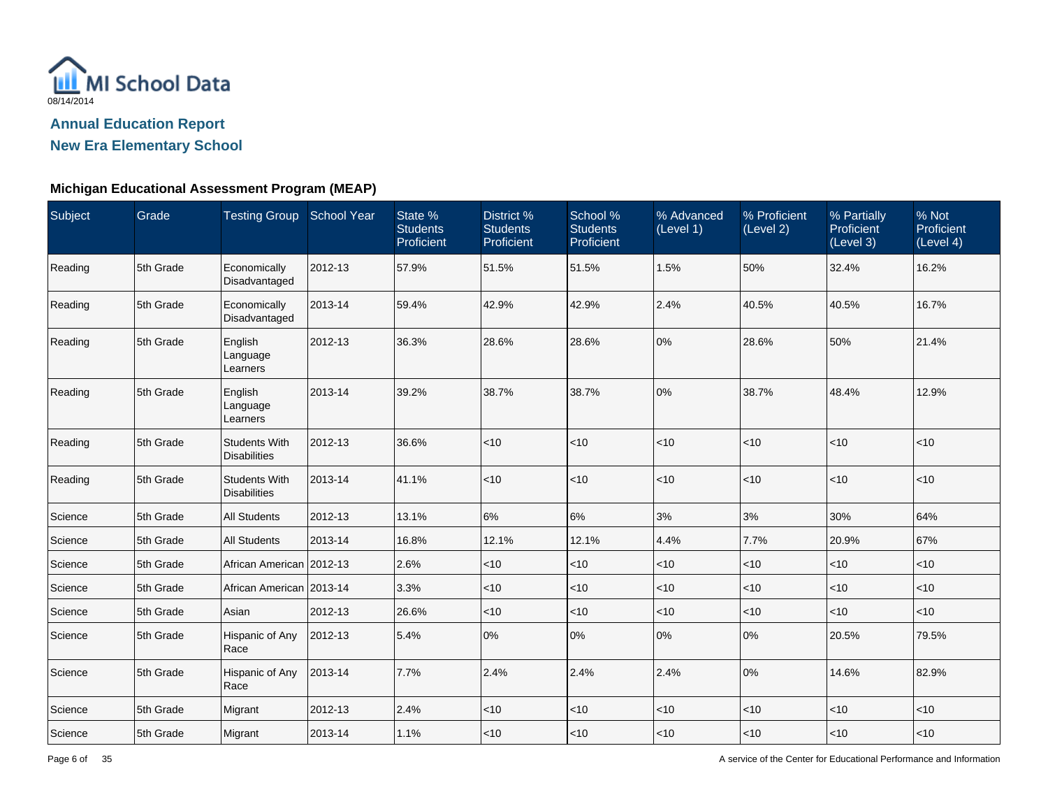MI School Data

08/14/2014

## Annual Education Report

## New Era Elementary School

### Michigan Educational Assessment Program (MEAP)

| Subject | Grade | Testing Group | School Year | State % Students Proficient | District % Students Proficient | School % Students Proficient | % Advanced (Level 1) | % Proficient (Level 2) | % Partially Proficient (Level 3) | % Not Proficient (Level 4) |
|---|---|---|---|---|---|---|---|---|---|---|
| Reading | 5th Grade | Economically Disadvantaged | 2012-13 | 57.9% | 51.5% | 51.5% | 1.5% | 50% | 32.4% | 16.2% |
| Reading | 5th Grade | Economically Disadvantaged | 2013-14 | 59.4% | 42.9% | 42.9% | 2.4% | 40.5% | 40.5% | 16.7% |
| Reading | 5th Grade | English Language Learners | 2012-13 | 36.3% | 28.6% | 28.6% | 0% | 28.6% | 50% | 21.4% |
| Reading | 5th Grade | English Language Learners | 2013-14 | 39.2% | 38.7% | 38.7% | 0% | 38.7% | 48.4% | 12.9% |
| Reading | 5th Grade | Students With Disabilities | 2012-13 | 36.6% | <10 | <10 | <10 | <10 | <10 | <10 |
| Reading | 5th Grade | Students With Disabilities | 2013-14 | 41.1% | <10 | <10 | <10 | <10 | <10 | <10 |
| Science | 5th Grade | All Students | 2012-13 | 13.1% | 6% | 6% | 3% | 3% | 30% | 64% |
| Science | 5th Grade | All Students | 2013-14 | 16.8% | 12.1% | 12.1% | 4.4% | 7.7% | 20.9% | 67% |
| Science | 5th Grade | African American | 2012-13 | 2.6% | <10 | <10 | <10 | <10 | <10 | <10 |
| Science | 5th Grade | African American | 2013-14 | 3.3% | <10 | <10 | <10 | <10 | <10 | <10 |
| Science | 5th Grade | Asian | 2012-13 | 26.6% | <10 | <10 | <10 | <10 | <10 | <10 |
| Science | 5th Grade | Hispanic of Any Race | 2012-13 | 5.4% | 0% | 0% | 0% | 0% | 20.5% | 79.5% |
| Science | 5th Grade | Hispanic of Any Race | 2013-14 | 7.7% | 2.4% | 2.4% | 2.4% | 0% | 14.6% | 82.9% |
| Science | 5th Grade | Migrant | 2012-13 | 2.4% | <10 | <10 | <10 | <10 | <10 | <10 |
| Science | 5th Grade | Migrant | 2013-14 | 1.1% | <10 | <10 | <10 | <10 | <10 | <10 |

A service of the Center for Educational Performance and Information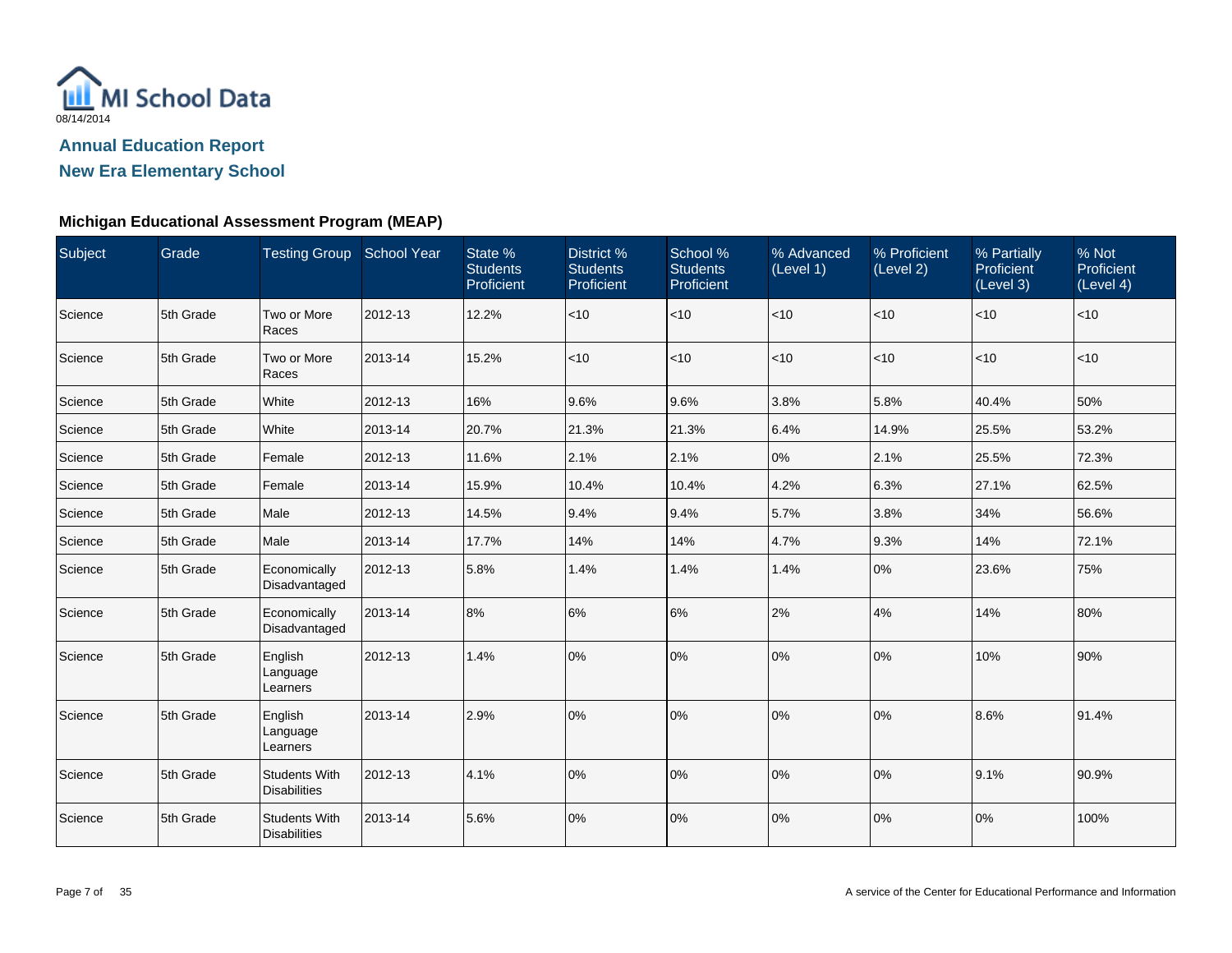MI School Data

08/14/2014

## Annual Education Report

## New Era Elementary School

### Michigan Educational Assessment Program (MEAP)

| Subject | Grade | Testing Group | School Year | State % Students Proficient | District % Students Proficient | School % Students Proficient | % Advanced (Level 1) | % Proficient (Level 2) | % Partially Proficient (Level 3) | % Not Proficient (Level 4) |
|---|---|---|---|---|---|---|---|---|---|---|
| Science | 5th Grade | Two or More Races | 2012-13 | 12.2% | <10 | <10 | <10 | <10 | <10 | <10 |
| Science | 5th Grade | Two or More Races | 2013-14 | 15.2% | <10 | <10 | <10 | <10 | <10 | <10 |
| Science | 5th Grade | White | 2012-13 | 16% | 9.6% | 9.6% | 3.8% | 5.8% | 40.4% | 50% |
| Science | 5th Grade | White | 2013-14 | 20.7% | 21.3% | 21.3% | 6.4% | 14.9% | 25.5% | 53.2% |
| Science | 5th Grade | Female | 2012-13 | 11.6% | 2.1% | 2.1% | 0% | 2.1% | 25.5% | 72.3% |
| Science | 5th Grade | Female | 2013-14 | 15.9% | 10.4% | 10.4% | 4.2% | 6.3% | 27.1% | 62.5% |
| Science | 5th Grade | Male | 2012-13 | 14.5% | 9.4% | 9.4% | 5.7% | 3.8% | 34% | 56.6% |
| Science | 5th Grade | Male | 2013-14 | 17.7% | 14% | 14% | 4.7% | 9.3% | 14% | 72.1% |
| Science | 5th Grade | Economically Disadvantaged | 2012-13 | 5.8% | 1.4% | 1.4% | 1.4% | 0% | 23.6% | 75% |
| Science | 5th Grade | Economically Disadvantaged | 2013-14 | 8% | 6% | 6% | 2% | 4% | 14% | 80% |
| Science | 5th Grade | English Language Learners | 2012-13 | 1.4% | 0% | 0% | 0% | 0% | 10% | 90% |
| Science | 5th Grade | English Language Learners | 2013-14 | 2.9% | 0% | 0% | 0% | 0% | 8.6% | 91.4% |
| Science | 5th Grade | Students With Disabilities | 2012-13 | 4.1% | 0% | 0% | 0% | 0% | 9.1% | 90.9% |
| Science | 5th Grade | Students With Disabilities | 2013-14 | 5.6% | 0% | 0% | 0% | 0% | 0% | 100% |

A service of the Center for Educational Performance and Information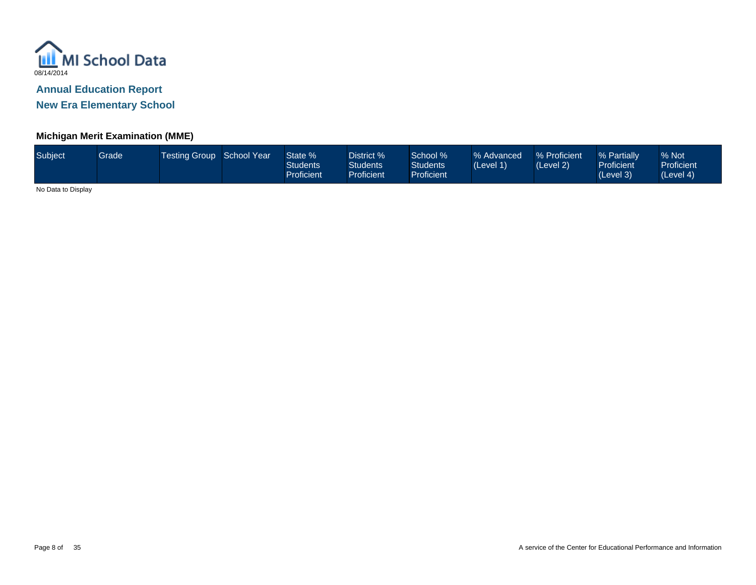MI School Data

08/14/2014

## Annual Education Report

## New Era Elementary School

### Michigan Merit Examination (MME)

| Subject | Grade | Testing Group | School Year | State % Students Proficient | District % Students Proficient | School % Students Proficient | % Advanced (Level 1) | % Proficient (Level 2) | % Partially Proficient (Level 3) | % Not Proficient (Level 4) |
|---|---|---|---|---|---|---|---|---|---|---|

No Data to Display

A service of the Center for Educational Performance and Information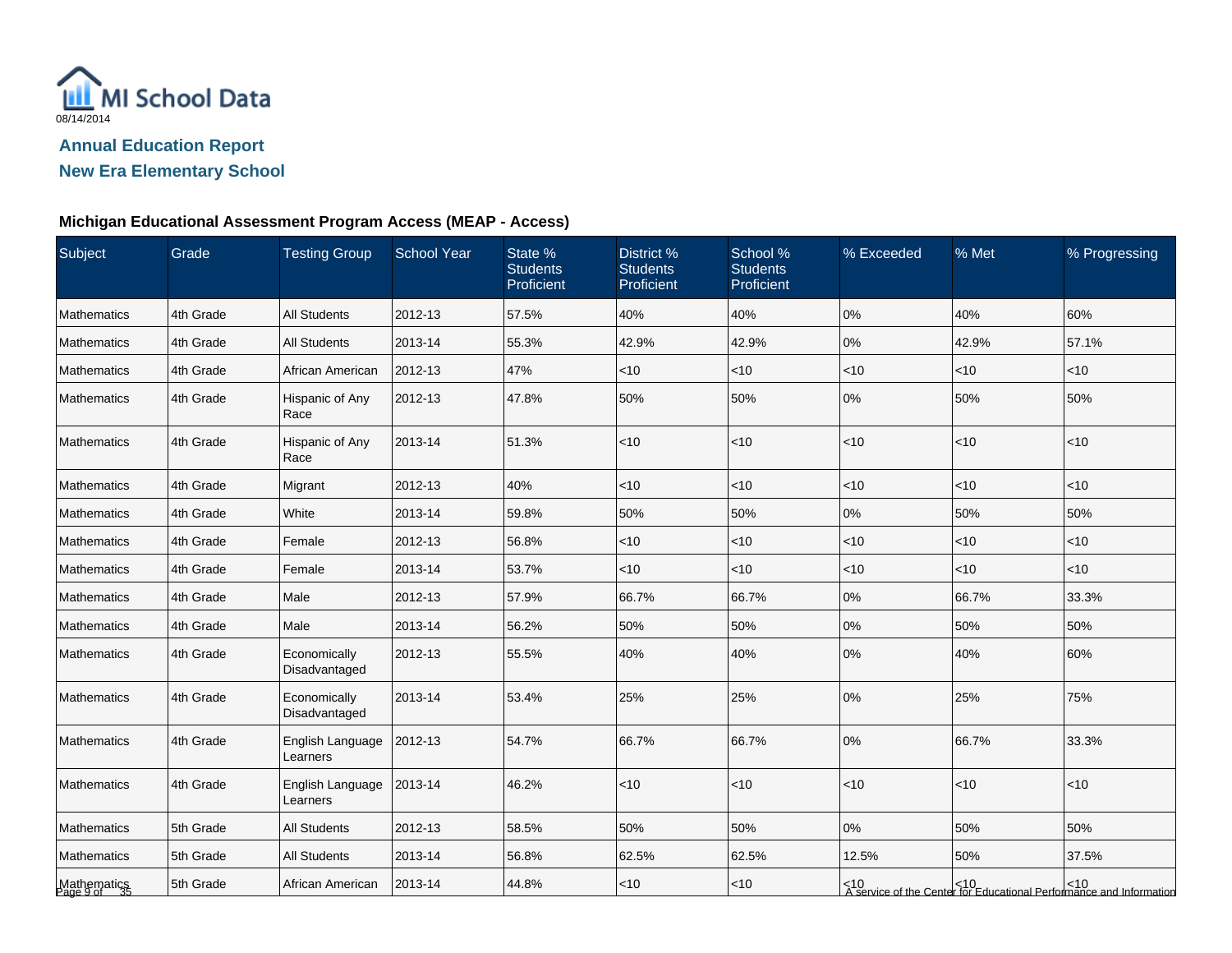MI School Data

08/14/2014

## Annual Education Report

## New Era Elementary School

### Michigan Educational Assessment Program Access (MEAP - Access)

| Subject | Grade | Testing Group | School Year | State % Students Proficient | District % Students Proficient | School % Students Proficient | % Exceeded | % Met | % Progressing |
|---|---|---|---|---|---|---|---|---|---|
| Mathematics | 4th Grade | All Students | 2012-13 | 57.5% | 40% | 40% | 0% | 40% | 60% |
| Mathematics | 4th Grade | All Students | 2013-14 | 55.3% | 42.9% | 42.9% | 0% | 42.9% | 57.1% |
| Mathematics | 4th Grade | African American | 2012-13 | 47% | <10 | <10 | <10 | <10 | <10 |
| Mathematics | 4th Grade | Hispanic of Any Race | 2012-13 | 47.8% | 50% | 50% | 0% | 50% | 50% |
| Mathematics | 4th Grade | Hispanic of Any Race | 2013-14 | 51.3% | <10 | <10 | <10 | <10 | <10 |
| Mathematics | 4th Grade | Migrant | 2012-13 | 40% | <10 | <10 | <10 | <10 | <10 |
| Mathematics | 4th Grade | White | 2013-14 | 59.8% | 50% | 50% | 0% | 50% | 50% |
| Mathematics | 4th Grade | Female | 2012-13 | 56.8% | <10 | <10 | <10 | <10 | <10 |
| Mathematics | 4th Grade | Female | 2013-14 | 53.7% | <10 | <10 | <10 | <10 | <10 |
| Mathematics | 4th Grade | Male | 2012-13 | 57.9% | 66.7% | 66.7% | 0% | 66.7% | 33.3% |
| Mathematics | 4th Grade | Male | 2013-14 | 56.2% | 50% | 50% | 0% | 50% | 50% |
| Mathematics | 4th Grade | Economically Disadvantaged | 2012-13 | 55.5% | 40% | 40% | 0% | 40% | 60% |
| Mathematics | 4th Grade | Economically Disadvantaged | 2013-14 | 53.4% | 25% | 25% | 0% | 25% | 75% |
| Mathematics | 4th Grade | English Language Learners | 2012-13 | 54.7% | 66.7% | 66.7% | 0% | 66.7% | 33.3% |
| Mathematics | 4th Grade | English Language Learners | 2013-14 | 46.2% | <10 | <10 | <10 | <10 | <10 |
| Mathematics | 5th Grade | All Students | 2012-13 | 58.5% | 50% | 50% | 0% | 50% | 50% |
| Mathematics | 5th Grade | All Students | 2013-14 | 56.8% | 62.5% | 62.5% | 12.5% | 50% | 37.5% |
| Mathematics | 5th Grade | African American | 2013-14 | 44.8% | <10 | <10 | <10 | <10 | <10 |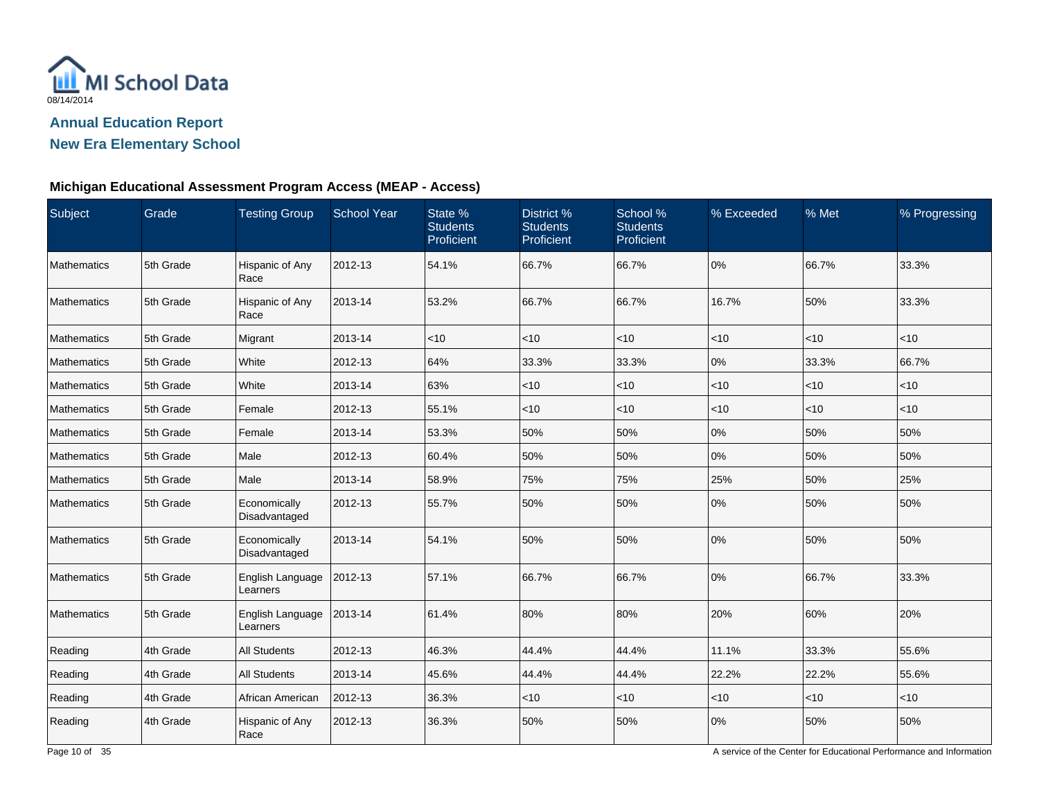MI School Data
08/14/2014

## Annual Education Report

## New Era Elementary School

### Michigan Educational Assessment Program Access (MEAP - Access)

| Subject | Grade | Testing Group | School Year | State % Students Proficient | District % Students Proficient | School % Students Proficient | % Exceeded | % Met | % Progressing |
|---|---|---|---|---|---|---|---|---|---|
| Mathematics | 5th Grade | Hispanic of Any Race | 2012-13 | 54.1% | 66.7% | 66.7% | 0% | 66.7% | 33.3% |
| Mathematics | 5th Grade | Hispanic of Any Race | 2013-14 | 53.2% | 66.7% | 66.7% | 16.7% | 50% | 33.3% |
| Mathematics | 5th Grade | Migrant | 2013-14 | <10 | <10 | <10 | <10 | <10 | <10 |
| Mathematics | 5th Grade | White | 2012-13 | 64% | 33.3% | 33.3% | 0% | 33.3% | 66.7% |
| Mathematics | 5th Grade | White | 2013-14 | 63% | <10 | <10 | <10 | <10 | <10 |
| Mathematics | 5th Grade | Female | 2012-13 | 55.1% | <10 | <10 | <10 | <10 | <10 |
| Mathematics | 5th Grade | Female | 2013-14 | 53.3% | 50% | 50% | 0% | 50% | 50% |
| Mathematics | 5th Grade | Male | 2012-13 | 60.4% | 50% | 50% | 0% | 50% | 50% |
| Mathematics | 5th Grade | Male | 2013-14 | 58.9% | 75% | 75% | 25% | 50% | 25% |
| Mathematics | 5th Grade | Economically Disadvantaged | 2012-13 | 55.7% | 50% | 50% | 0% | 50% | 50% |
| Mathematics | 5th Grade | Economically Disadvantaged | 2013-14 | 54.1% | 50% | 50% | 0% | 50% | 50% |
| Mathematics | 5th Grade | English Language Learners | 2012-13 | 57.1% | 66.7% | 66.7% | 0% | 66.7% | 33.3% |
| Mathematics | 5th Grade | English Language Learners | 2013-14 | 61.4% | 80% | 80% | 20% | 60% | 20% |
| Reading | 4th Grade | All Students | 2012-13 | 46.3% | 44.4% | 44.4% | 11.1% | 33.3% | 55.6% |
| Reading | 4th Grade | All Students | 2013-14 | 45.6% | 44.4% | 44.4% | 22.2% | 22.2% | 55.6% |
| Reading | 4th Grade | African American | 2012-13 | 36.3% | <10 | <10 | <10 | <10 | <10 |
| Reading | 4th Grade | Hispanic of Any Race | 2012-13 | 36.3% | 50% | 50% | 0% | 50% | 50% |

A service of the Center for Educational Performance and Information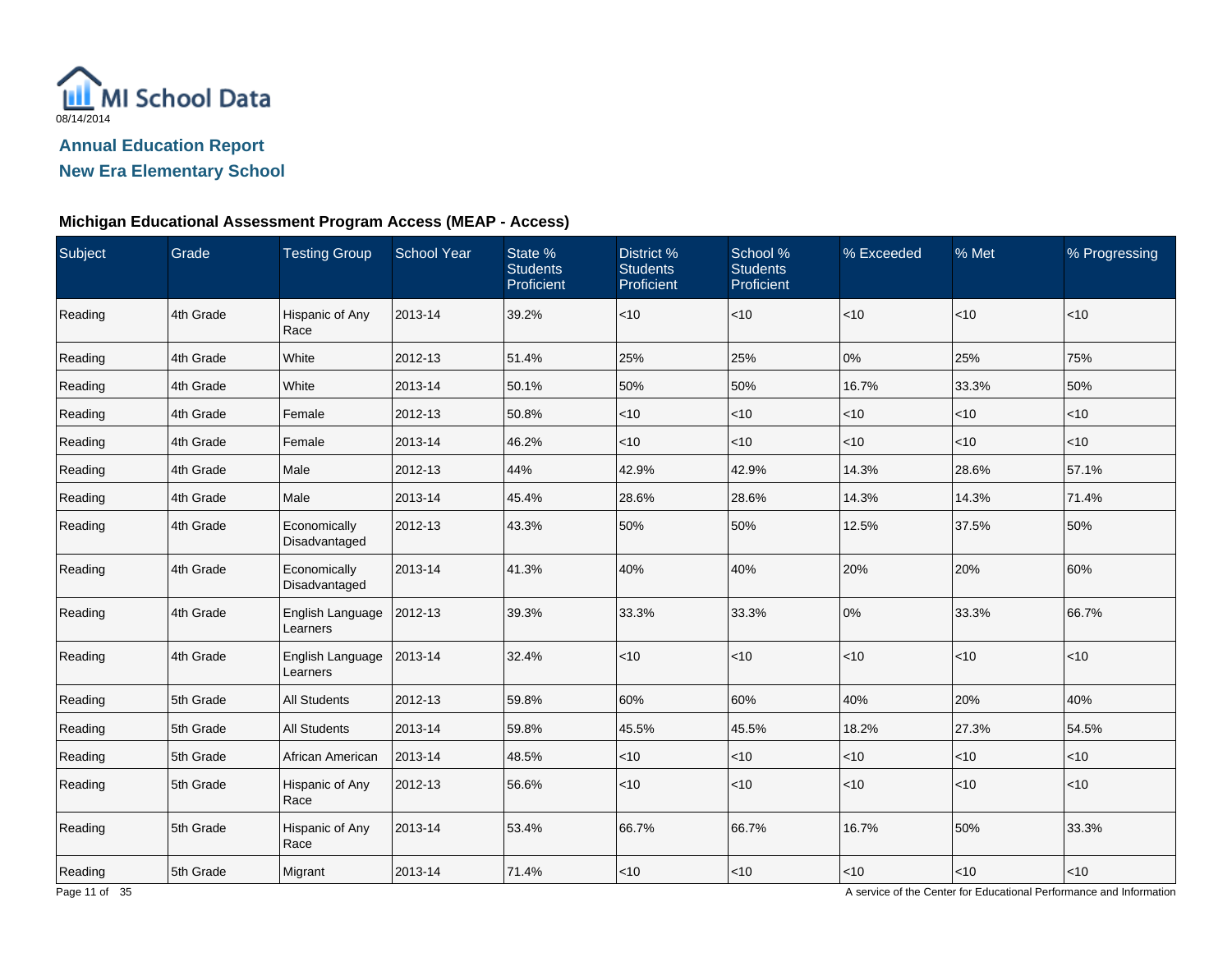MI School Data
08/14/2014

## Annual Education Report
## New Era Elementary School

### Michigan Educational Assessment Program Access (MEAP - Access)

| Subject | Grade | Testing Group | School Year | State % Students Proficient | District % Students Proficient | School % Students Proficient | % Exceeded | % Met | % Progressing |
|---|---|---|---|---|---|---|---|---|---|
| Reading | 4th Grade | Hispanic of Any Race | 2013-14 | 39.2% | <10 | <10 | <10 | <10 | <10 |
| Reading | 4th Grade | White | 2012-13 | 51.4% | 25% | 25% | 0% | 25% | 75% |
| Reading | 4th Grade | White | 2013-14 | 50.1% | 50% | 50% | 16.7% | 33.3% | 50% |
| Reading | 4th Grade | Female | 2012-13 | 50.8% | <10 | <10 | <10 | <10 | <10 |
| Reading | 4th Grade | Female | 2013-14 | 46.2% | <10 | <10 | <10 | <10 | <10 |
| Reading | 4th Grade | Male | 2012-13 | 44% | 42.9% | 42.9% | 14.3% | 28.6% | 57.1% |
| Reading | 4th Grade | Male | 2013-14 | 45.4% | 28.6% | 28.6% | 14.3% | 14.3% | 71.4% |
| Reading | 4th Grade | Economically Disadvantaged | 2012-13 | 43.3% | 50% | 50% | 12.5% | 37.5% | 50% |
| Reading | 4th Grade | Economically Disadvantaged | 2013-14 | 41.3% | 40% | 40% | 20% | 20% | 60% |
| Reading | 4th Grade | English Language Learners | 2012-13 | 39.3% | 33.3% | 33.3% | 0% | 33.3% | 66.7% |
| Reading | 4th Grade | English Language Learners | 2013-14 | 32.4% | <10 | <10 | <10 | <10 | <10 |
| Reading | 5th Grade | All Students | 2012-13 | 59.8% | 60% | 60% | 40% | 20% | 40% |
| Reading | 5th Grade | All Students | 2013-14 | 59.8% | 45.5% | 45.5% | 18.2% | 27.3% | 54.5% |
| Reading | 5th Grade | African American | 2013-14 | 48.5% | <10 | <10 | <10 | <10 | <10 |
| Reading | 5th Grade | Hispanic of Any Race | 2012-13 | 56.6% | <10 | <10 | <10 | <10 | <10 |
| Reading | 5th Grade | Hispanic of Any Race | 2013-14 | 53.4% | 66.7% | 66.7% | 16.7% | 50% | 33.3% |
| Reading | 5th Grade | Migrant | 2013-14 | 71.4% | <10 | <10 | <10 | <10 | <10 |

A service of the Center for Educational Performance and Information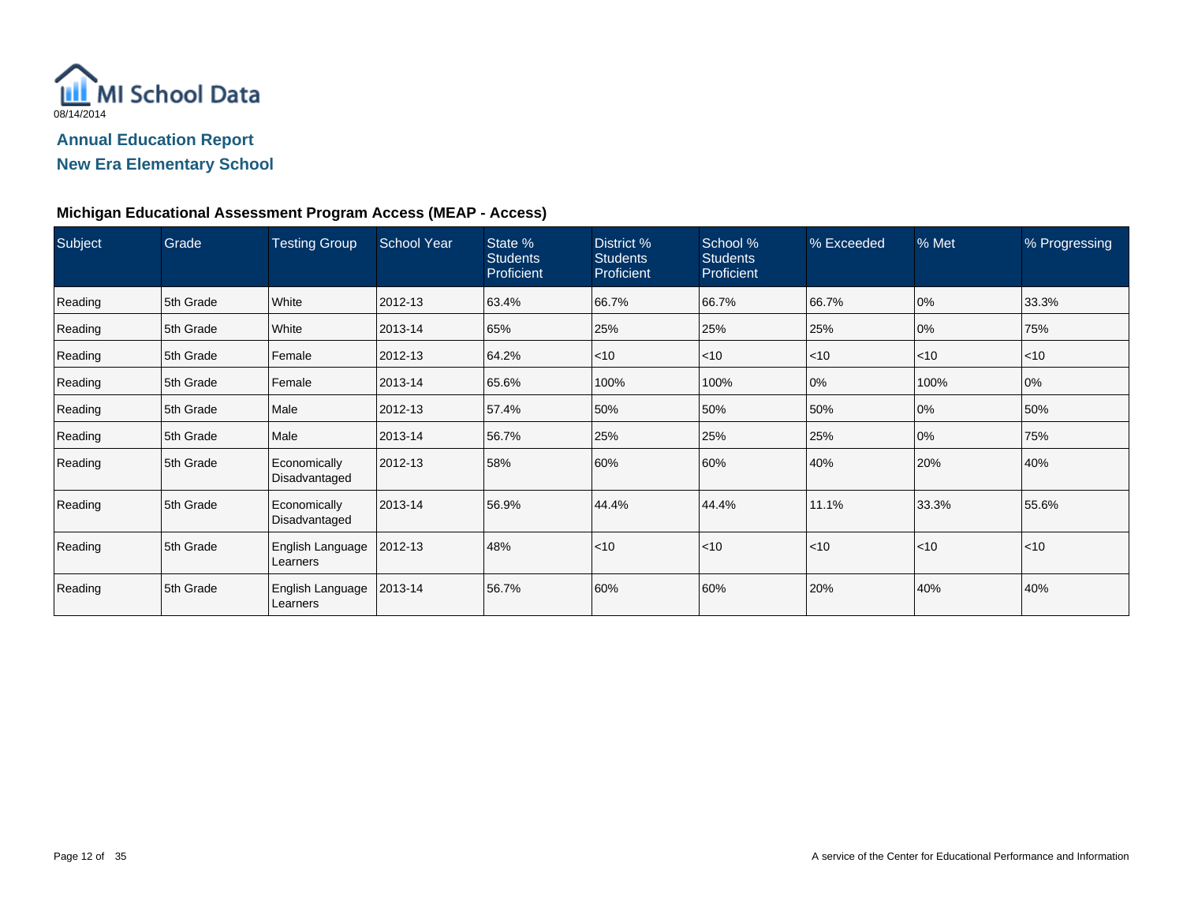MI School Data
08/14/2014

## Annual Education Report

## New Era Elementary School

### Michigan Educational Assessment Program Access (MEAP - Access)

| Subject | Grade | Testing Group | School Year | State % Students Proficient | District % Students Proficient | School % Students Proficient | % Exceeded | % Met | % Progressing |
|---|---|---|---|---|---|---|---|---|---|
| Reading | 5th Grade | White | 2012-13 | 63.4% | 66.7% | 66.7% | 66.7% | 0% | 33.3% |
| Reading | 5th Grade | White | 2013-14 | 65% | 25% | 25% | 25% | 0% | 75% |
| Reading | 5th Grade | Female | 2012-13 | 64.2% | <10 | <10 | <10 | <10 | <10 |
| Reading | 5th Grade | Female | 2013-14 | 65.6% | 100% | 100% | 0% | 100% | 0% |
| Reading | 5th Grade | Male | 2012-13 | 57.4% | 50% | 50% | 50% | 0% | 50% |
| Reading | 5th Grade | Male | 2013-14 | 56.7% | 25% | 25% | 25% | 0% | 75% |
| Reading | 5th Grade | Economically Disadvantaged | 2012-13 | 58% | 60% | 60% | 40% | 20% | 40% |
| Reading | 5th Grade | Economically Disadvantaged | 2013-14 | 56.9% | 44.4% | 44.4% | 11.1% | 33.3% | 55.6% |
| Reading | 5th Grade | English Language Learners | 2012-13 | 48% | <10 | <10 | <10 | <10 | <10 |
| Reading | 5th Grade | English Language Learners | 2013-14 | 56.7% | 60% | 60% | 20% | 40% | 40% |

A service of the Center for Educational Performance and Information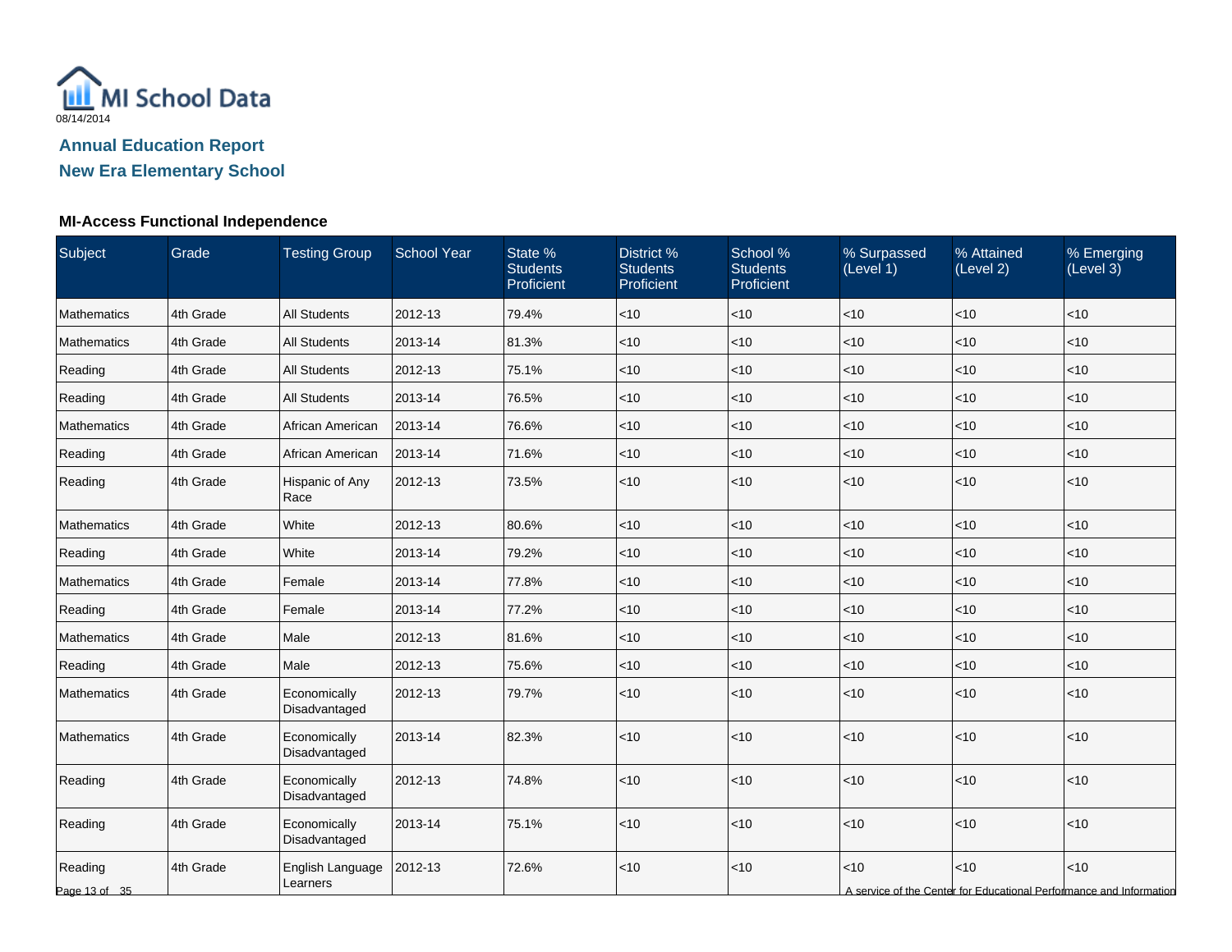MI School Data

08/14/2014

## Annual Education Report

## New Era Elementary School

### MI-Access Functional Independence

| Subject | Grade | Testing Group | School Year | State % Students Proficient | District % Students Proficient | School % Students Proficient | % Surpassed (Level 1) | % Attained (Level 2) | % Emerging (Level 3) |
|---|---|---|---|---|---|---|---|---|---|
| Mathematics | 4th Grade | All Students | 2012-13 | 79.4% | <10 | <10 | <10 | <10 | <10 |
| Mathematics | 4th Grade | All Students | 2013-14 | 81.3% | <10 | <10 | <10 | <10 | <10 |
| Reading | 4th Grade | All Students | 2012-13 | 75.1% | <10 | <10 | <10 | <10 | <10 |
| Reading | 4th Grade | All Students | 2013-14 | 76.5% | <10 | <10 | <10 | <10 | <10 |
| Mathematics | 4th Grade | African American | 2013-14 | 76.6% | <10 | <10 | <10 | <10 | <10 |
| Reading | 4th Grade | African American | 2013-14 | 71.6% | <10 | <10 | <10 | <10 | <10 |
| Reading | 4th Grade | Hispanic of Any Race | 2012-13 | 73.5% | <10 | <10 | <10 | <10 | <10 |
| Mathematics | 4th Grade | White | 2012-13 | 80.6% | <10 | <10 | <10 | <10 | <10 |
| Reading | 4th Grade | White | 2013-14 | 79.2% | <10 | <10 | <10 | <10 | <10 |
| Mathematics | 4th Grade | Female | 2013-14 | 77.8% | <10 | <10 | <10 | <10 | <10 |
| Reading | 4th Grade | Female | 2013-14 | 77.2% | <10 | <10 | <10 | <10 | <10 |
| Mathematics | 4th Grade | Male | 2012-13 | 81.6% | <10 | <10 | <10 | <10 | <10 |
| Reading | 4th Grade | Male | 2012-13 | 75.6% | <10 | <10 | <10 | <10 | <10 |
| Mathematics | 4th Grade | Economically Disadvantaged | 2012-13 | 79.7% | <10 | <10 | <10 | <10 | <10 |
| Mathematics | 4th Grade | Economically Disadvantaged | 2013-14 | 82.3% | <10 | <10 | <10 | <10 | <10 |
| Reading | 4th Grade | Economically Disadvantaged | 2012-13 | 74.8% | <10 | <10 | <10 | <10 | <10 |
| Reading | 4th Grade | Economically Disadvantaged | 2013-14 | 75.1% | <10 | <10 | <10 | <10 | <10 |
| Reading | 4th Grade | English Language Learners | 2012-13 | 72.6% | <10 | <10 | <10 | <10 | <10 |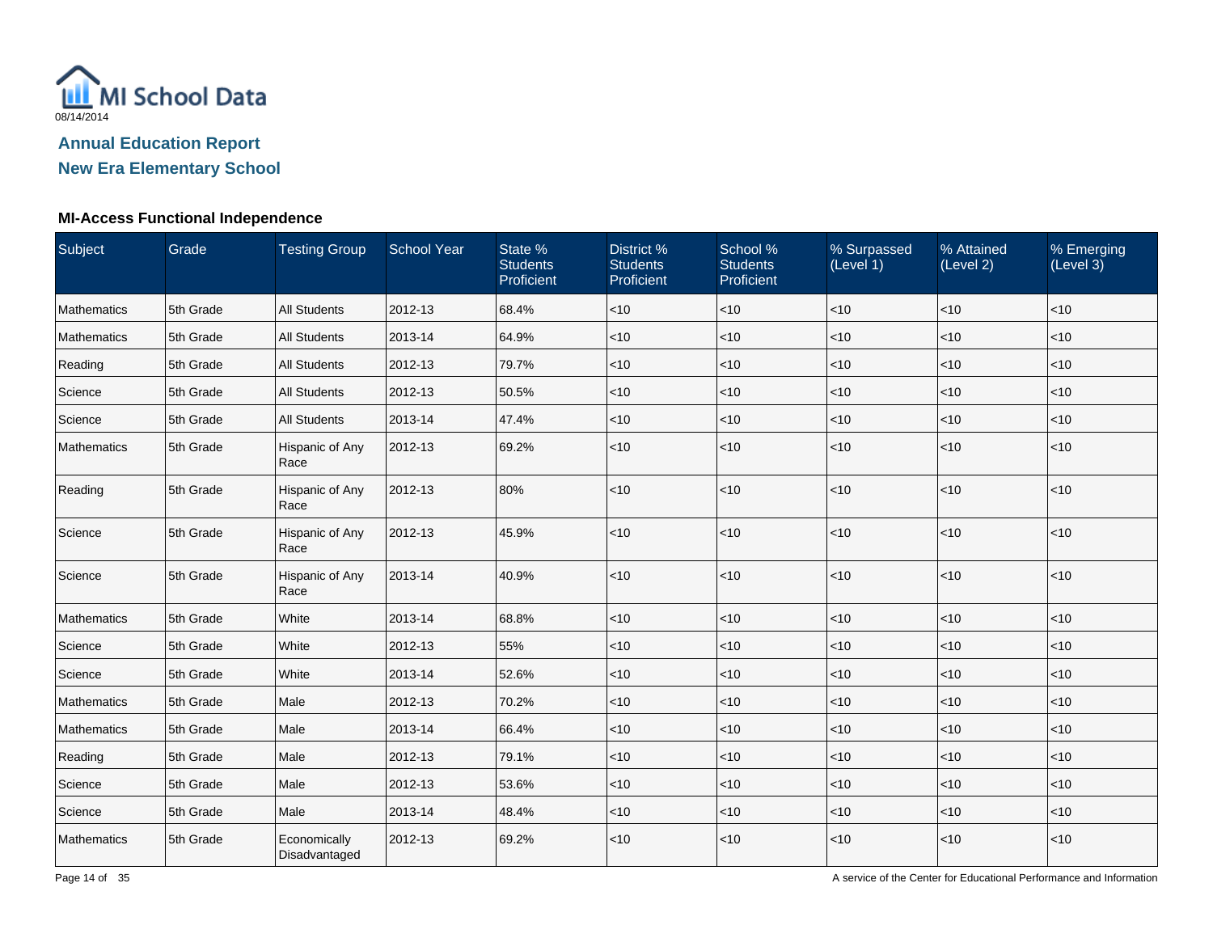MI School Data

08/14/2014

## Annual Education Report

## New Era Elementary School

### MI-Access Functional Independence

| Subject | Grade | Testing Group | School Year | State % Students Proficient | District % Students Proficient | School % Students Proficient | % Surpassed (Level 1) | % Attained (Level 2) | % Emerging (Level 3) |
|---|---|---|---|---|---|---|---|---|---|
| Mathematics | 5th Grade | All Students | 2012-13 | 68.4% | <10 | <10 | <10 | <10 | <10 |
| Mathematics | 5th Grade | All Students | 2013-14 | 64.9% | <10 | <10 | <10 | <10 | <10 |
| Reading | 5th Grade | All Students | 2012-13 | 79.7% | <10 | <10 | <10 | <10 | <10 |
| Science | 5th Grade | All Students | 2012-13 | 50.5% | <10 | <10 | <10 | <10 | <10 |
| Science | 5th Grade | All Students | 2013-14 | 47.4% | <10 | <10 | <10 | <10 | <10 |
| Mathematics | 5th Grade | Hispanic of Any Race | 2012-13 | 69.2% | <10 | <10 | <10 | <10 | <10 |
| Reading | 5th Grade | Hispanic of Any Race | 2012-13 | 80% | <10 | <10 | <10 | <10 | <10 |
| Science | 5th Grade | Hispanic of Any Race | 2012-13 | 45.9% | <10 | <10 | <10 | <10 | <10 |
| Science | 5th Grade | Hispanic of Any Race | 2013-14 | 40.9% | <10 | <10 | <10 | <10 | <10 |
| Mathematics | 5th Grade | White | 2013-14 | 68.8% | <10 | <10 | <10 | <10 | <10 |
| Science | 5th Grade | White | 2012-13 | 55% | <10 | <10 | <10 | <10 | <10 |
| Science | 5th Grade | White | 2013-14 | 52.6% | <10 | <10 | <10 | <10 | <10 |
| Mathematics | 5th Grade | Male | 2012-13 | 70.2% | <10 | <10 | <10 | <10 | <10 |
| Mathematics | 5th Grade | Male | 2013-14 | 66.4% | <10 | <10 | <10 | <10 | <10 |
| Reading | 5th Grade | Male | 2012-13 | 79.1% | <10 | <10 | <10 | <10 | <10 |
| Science | 5th Grade | Male | 2012-13 | 53.6% | <10 | <10 | <10 | <10 | <10 |
| Science | 5th Grade | Male | 2013-14 | 48.4% | <10 | <10 | <10 | <10 | <10 |
| Mathematics | 5th Grade | Economically Disadvantaged | 2012-13 | 69.2% | <10 | <10 | <10 | <10 | <10 |

A service of the Center for Educational Performance and Information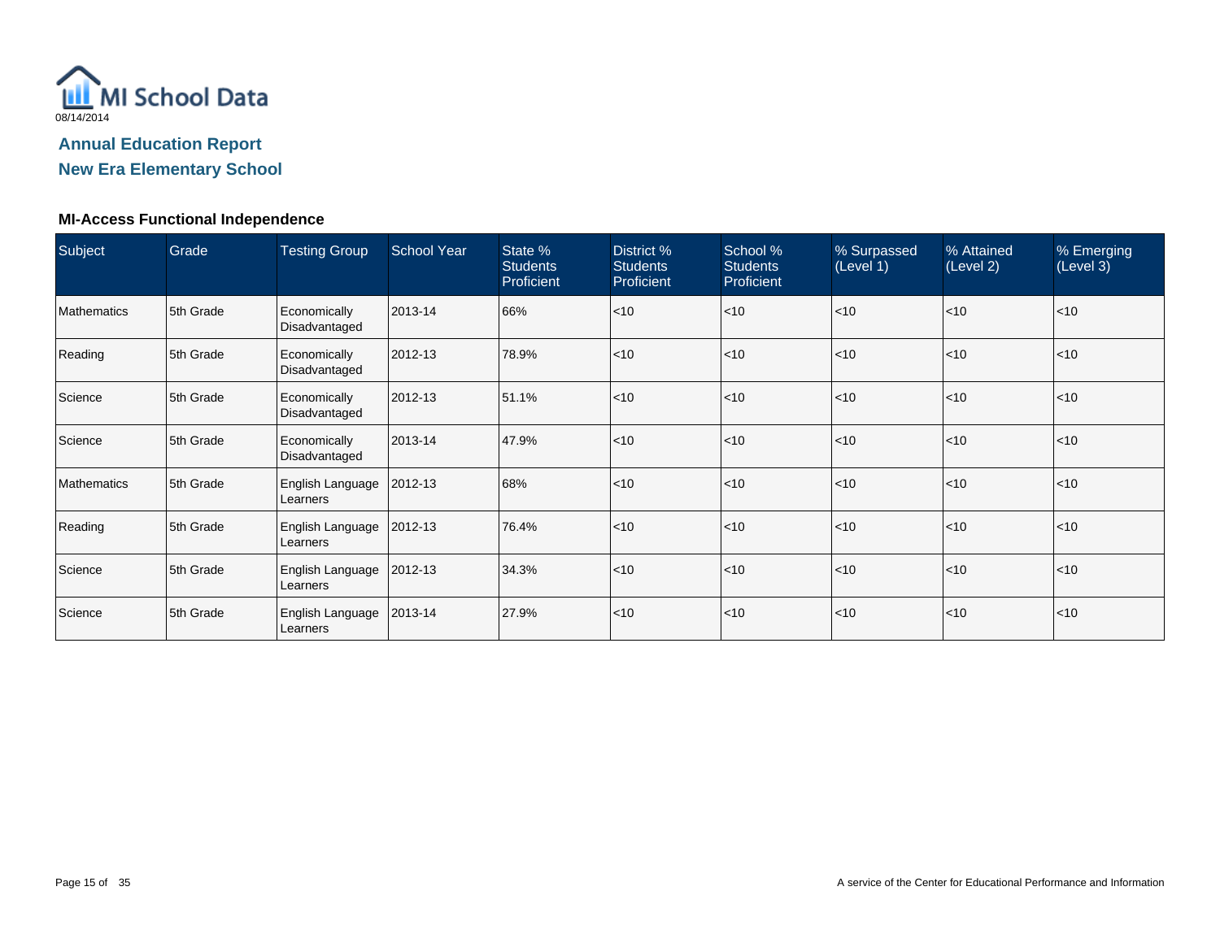MI School Data

08/14/2014

## Annual Education Report

## New Era Elementary School

### MI-Access Functional Independence

| Subject | Grade | Testing Group | School Year | State % Students Proficient | District % Students Proficient | School % Students Proficient | % Surpassed (Level 1) | % Attained (Level 2) | % Emerging (Level 3) |
|---|---|---|---|---|---|---|---|---|---|
| Mathematics | 5th Grade | Economically Disadvantaged | 2013-14 | 66% | <10 | <10 | <10 | <10 | <10 |
| Reading | 5th Grade | Economically Disadvantaged | 2012-13 | 78.9% | <10 | <10 | <10 | <10 | <10 |
| Science | 5th Grade | Economically Disadvantaged | 2012-13 | 51.1% | <10 | <10 | <10 | <10 | <10 |
| Science | 5th Grade | Economically Disadvantaged | 2013-14 | 47.9% | <10 | <10 | <10 | <10 | <10 |
| Mathematics | 5th Grade | English Language Learners | 2012-13 | 68% | <10 | <10 | <10 | <10 | <10 |
| Reading | 5th Grade | English Language Learners | 2012-13 | 76.4% | <10 | <10 | <10 | <10 | <10 |
| Science | 5th Grade | English Language Learners | 2012-13 | 34.3% | <10 | <10 | <10 | <10 | <10 |
| Science | 5th Grade | English Language Learners | 2013-14 | 27.9% | <10 | <10 | <10 | <10 | <10 |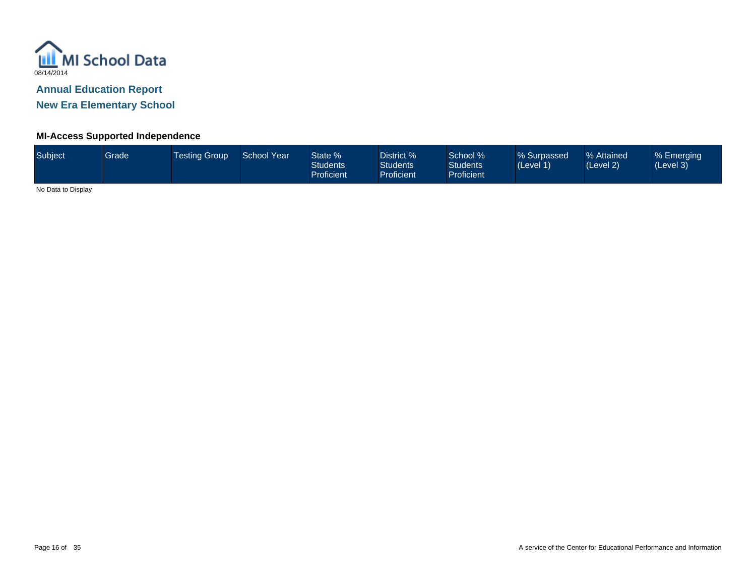MI School Data

08/14/2014

## Annual Education Report

## New Era Elementary School

### MI-Access Supported Independence

| Subject | Grade | Testing Group | School Year | State % Students Proficient | District % Students Proficient | School % Students Proficient | % Surpassed (Level 1) | % Attained (Level 2) | % Emerging (Level 3) |
|---|---|---|---|---|---|---|---|---|---|

No Data to Display

A service of the Center for Educational Performance and Information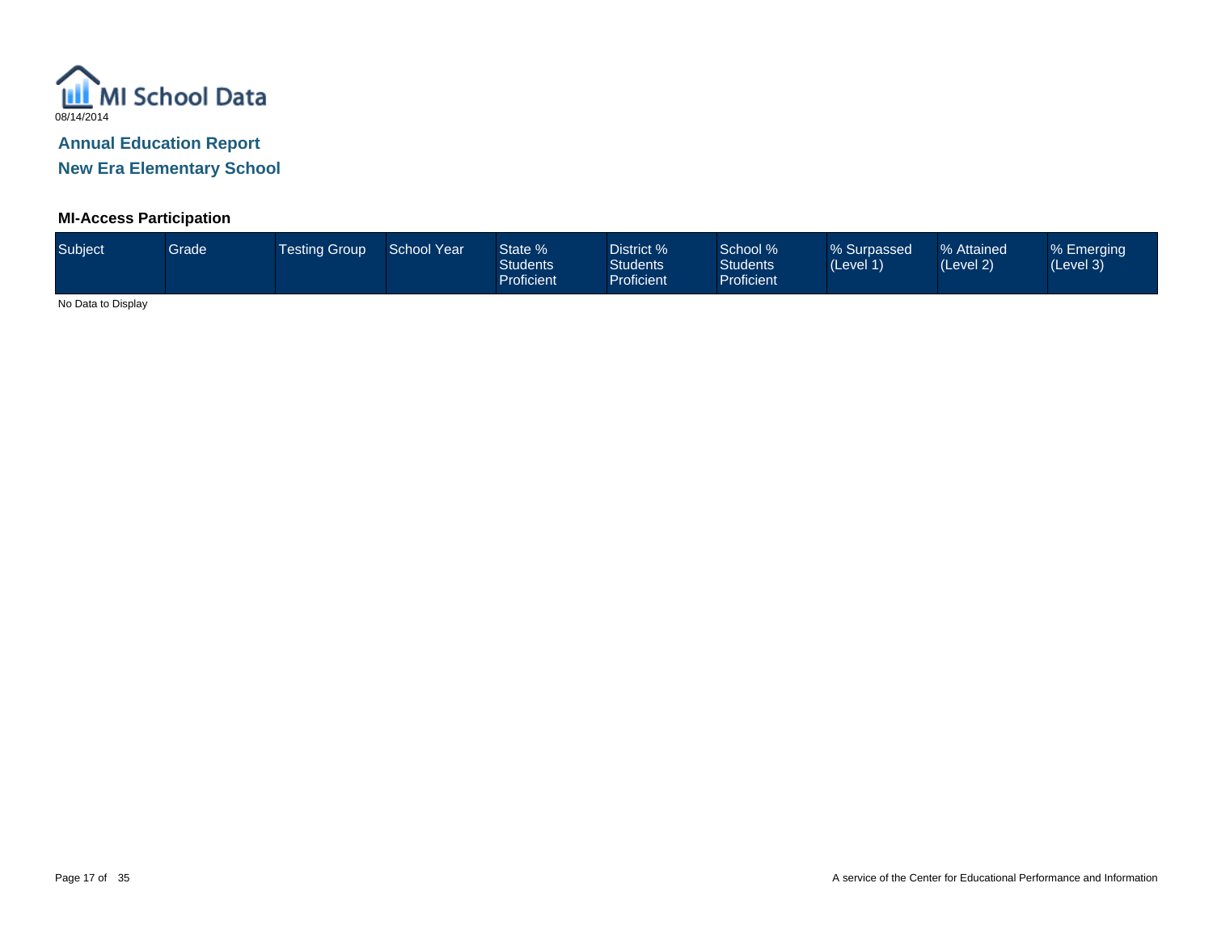MI School Data

08/14/2014

## Annual Education Report

## New Era Elementary School

### MI-Access Participation

| Subject | Grade | Testing Group | School Year | State % Students Proficient | District % Students Proficient | School % Students Proficient | % Surpassed (Level 1) | % Attained (Level 2) | % Emerging (Level 3) |
|---|---|---|---|---|---|---|---|---|---|

No Data to Display

A service of the Center for Educational Performance and Information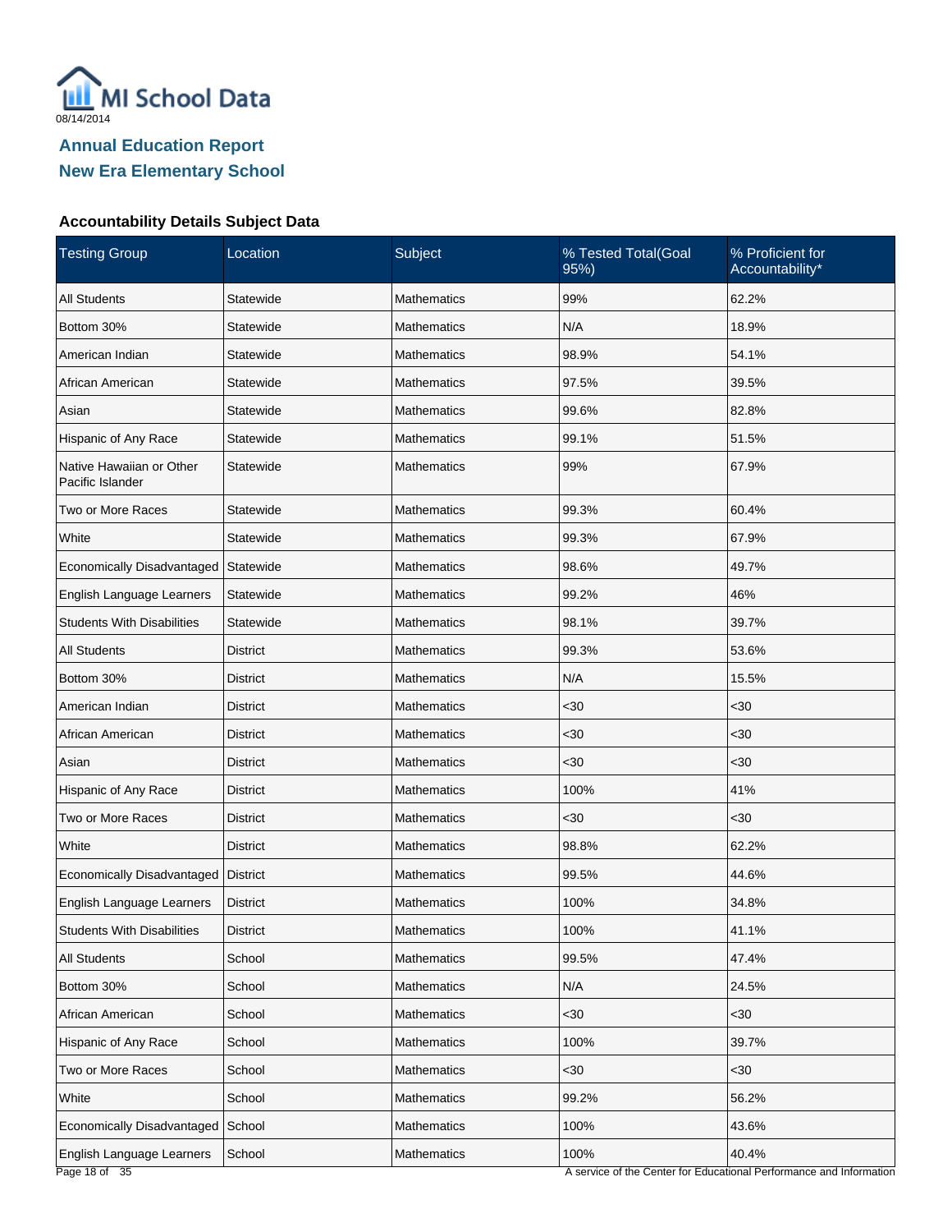MI School Data

08/14/2014

## Annual Education Report
## New Era Elementary School

### Accountability Details Subject Data

| Testing Group | Location | Subject | % Tested Total(Goal 95%) | % Proficient for Accountability* |
|---|---|---|---|---|
| All Students | Statewide | Mathematics | 99% | 62.2% |
| Bottom 30% | Statewide | Mathematics | N/A | 18.9% |
| American Indian | Statewide | Mathematics | 98.9% | 54.1% |
| African American | Statewide | Mathematics | 97.5% | 39.5% |
| Asian | Statewide | Mathematics | 99.6% | 82.8% |
| Hispanic of Any Race | Statewide | Mathematics | 99.1% | 51.5% |
| Native Hawaiian or Other Pacific Islander | Statewide | Mathematics | 99% | 67.9% |
| Two or More Races | Statewide | Mathematics | 99.3% | 60.4% |
| White | Statewide | Mathematics | 99.3% | 67.9% |
| Economically Disadvantaged | Statewide | Mathematics | 98.6% | 49.7% |
| English Language Learners | Statewide | Mathematics | 99.2% | 46% |
| Students With Disabilities | Statewide | Mathematics | 98.1% | 39.7% |
| All Students | District | Mathematics | 99.3% | 53.6% |
| Bottom 30% | District | Mathematics | N/A | 15.5% |
| American Indian | District | Mathematics | <30 | <30 |
| African American | District | Mathematics | <30 | <30 |
| Asian | District | Mathematics | <30 | <30 |
| Hispanic of Any Race | District | Mathematics | 100% | 41% |
| Two or More Races | District | Mathematics | <30 | <30 |
| White | District | Mathematics | 98.8% | 62.2% |
| Economically Disadvantaged | District | Mathematics | 99.5% | 44.6% |
| English Language Learners | District | Mathematics | 100% | 34.8% |
| Students With Disabilities | District | Mathematics | 100% | 41.1% |
| All Students | School | Mathematics | 99.5% | 47.4% |
| Bottom 30% | School | Mathematics | N/A | 24.5% |
| African American | School | Mathematics | <30 | <30 |
| Hispanic of Any Race | School | Mathematics | 100% | 39.7% |
| Two or More Races | School | Mathematics | <30 | <30 |
| White | School | Mathematics | 99.2% | 56.2% |
| Economically Disadvantaged | School | Mathematics | 100% | 43.6% |
| English Language Learners | School | Mathematics | 100% | 40.4% |

A service of the Center for Educational Performance and Information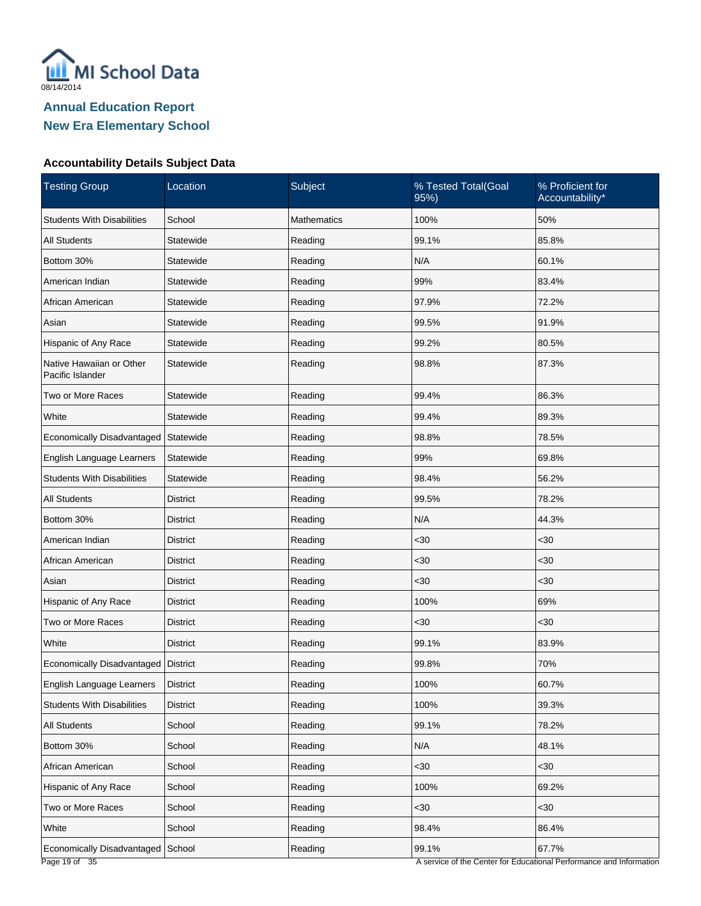MI School Data

08/14/2014

## Annual Education Report
## New Era Elementary School

### Accountability Details Subject Data

| Testing Group | Location | Subject | % Tested Total(Goal 95%) | % Proficient for Accountability* |
|---|---|---|---|---|
| Students With Disabilities | School | Mathematics | 100% | 50% |
| All Students | Statewide | Reading | 99.1% | 85.8% |
| Bottom 30% | Statewide | Reading | N/A | 60.1% |
| American Indian | Statewide | Reading | 99% | 83.4% |
| African American | Statewide | Reading | 97.9% | 72.2% |
| Asian | Statewide | Reading | 99.5% | 91.9% |
| Hispanic of Any Race | Statewide | Reading | 99.2% | 80.5% |
| Native Hawaiian or Other Pacific Islander | Statewide | Reading | 98.8% | 87.3% |
| Two or More Races | Statewide | Reading | 99.4% | 86.3% |
| White | Statewide | Reading | 99.4% | 89.3% |
| Economically Disadvantaged | Statewide | Reading | 98.8% | 78.5% |
| English Language Learners | Statewide | Reading | 99% | 69.8% |
| Students With Disabilities | Statewide | Reading | 98.4% | 56.2% |
| All Students | District | Reading | 99.5% | 78.2% |
| Bottom 30% | District | Reading | N/A | 44.3% |
| American Indian | District | Reading | <30 | <30 |
| African American | District | Reading | <30 | <30 |
| Asian | District | Reading | <30 | <30 |
| Hispanic of Any Race | District | Reading | 100% | 69% |
| Two or More Races | District | Reading | <30 | <30 |
| White | District | Reading | 99.1% | 83.9% |
| Economically Disadvantaged | District | Reading | 99.8% | 70% |
| English Language Learners | District | Reading | 100% | 60.7% |
| Students With Disabilities | District | Reading | 100% | 39.3% |
| All Students | School | Reading | 99.1% | 78.2% |
| Bottom 30% | School | Reading | N/A | 48.1% |
| African American | School | Reading | <30 | <30 |
| Hispanic of Any Race | School | Reading | 100% | 69.2% |
| Two or More Races | School | Reading | <30 | <30 |
| White | School | Reading | 98.4% | 86.4% |
| Economically Disadvantaged | School | Reading | 99.1% | 67.7% |

A service of the Center for Educational Performance and Information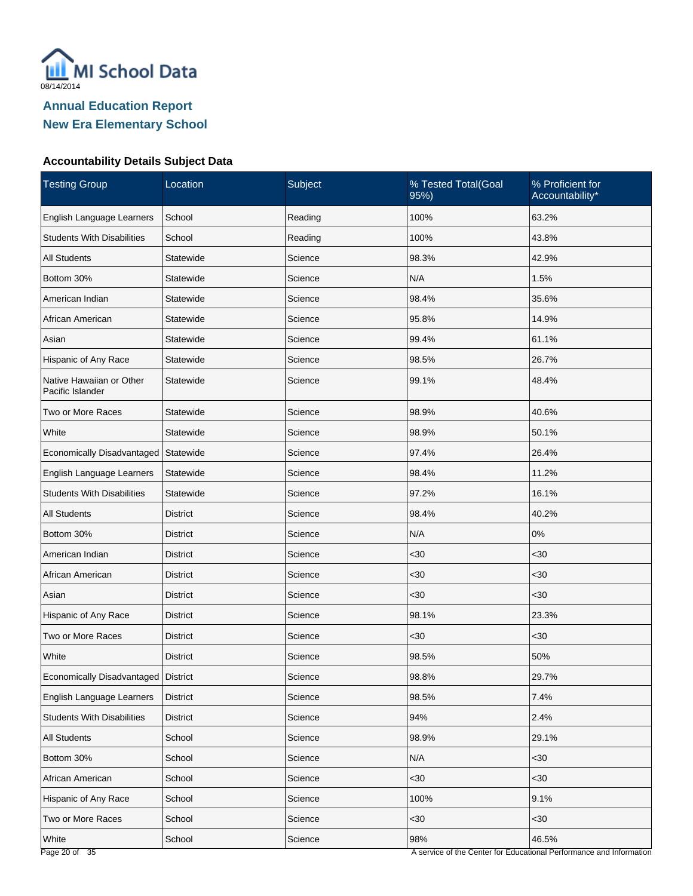MI School Data

08/14/2014

## Annual Education Report
## New Era Elementary School

### Accountability Details Subject Data

| Testing Group | Location | Subject | % Tested Total(Goal 95%) | % Proficient for Accountability* |
|---|---|---|---|---|
| English Language Learners | School | Reading | 100% | 63.2% |
| Students With Disabilities | School | Reading | 100% | 43.8% |
| All Students | Statewide | Science | 98.3% | 42.9% |
| Bottom 30% | Statewide | Science | N/A | 1.5% |
| American Indian | Statewide | Science | 98.4% | 35.6% |
| African American | Statewide | Science | 95.8% | 14.9% |
| Asian | Statewide | Science | 99.4% | 61.1% |
| Hispanic of Any Race | Statewide | Science | 98.5% | 26.7% |
| Native Hawaiian or Other Pacific Islander | Statewide | Science | 99.1% | 48.4% |
| Two or More Races | Statewide | Science | 98.9% | 40.6% |
| White | Statewide | Science | 98.9% | 50.1% |
| Economically Disadvantaged | Statewide | Science | 97.4% | 26.4% |
| English Language Learners | Statewide | Science | 98.4% | 11.2% |
| Students With Disabilities | Statewide | Science | 97.2% | 16.1% |
| All Students | District | Science | 98.4% | 40.2% |
| Bottom 30% | District | Science | N/A | 0% |
| American Indian | District | Science | <30 | <30 |
| African American | District | Science | <30 | <30 |
| Asian | District | Science | <30 | <30 |
| Hispanic of Any Race | District | Science | 98.1% | 23.3% |
| Two or More Races | District | Science | <30 | <30 |
| White | District | Science | 98.5% | 50% |
| Economically Disadvantaged | District | Science | 98.8% | 29.7% |
| English Language Learners | District | Science | 98.5% | 7.4% |
| Students With Disabilities | District | Science | 94% | 2.4% |
| All Students | School | Science | 98.9% | 29.1% |
| Bottom 30% | School | Science | N/A | <30 |
| African American | School | Science | <30 | <30 |
| Hispanic of Any Race | School | Science | 100% | 9.1% |
| Two or More Races | School | Science | <30 | <30 |
| White | School | Science | 98% | 46.5% |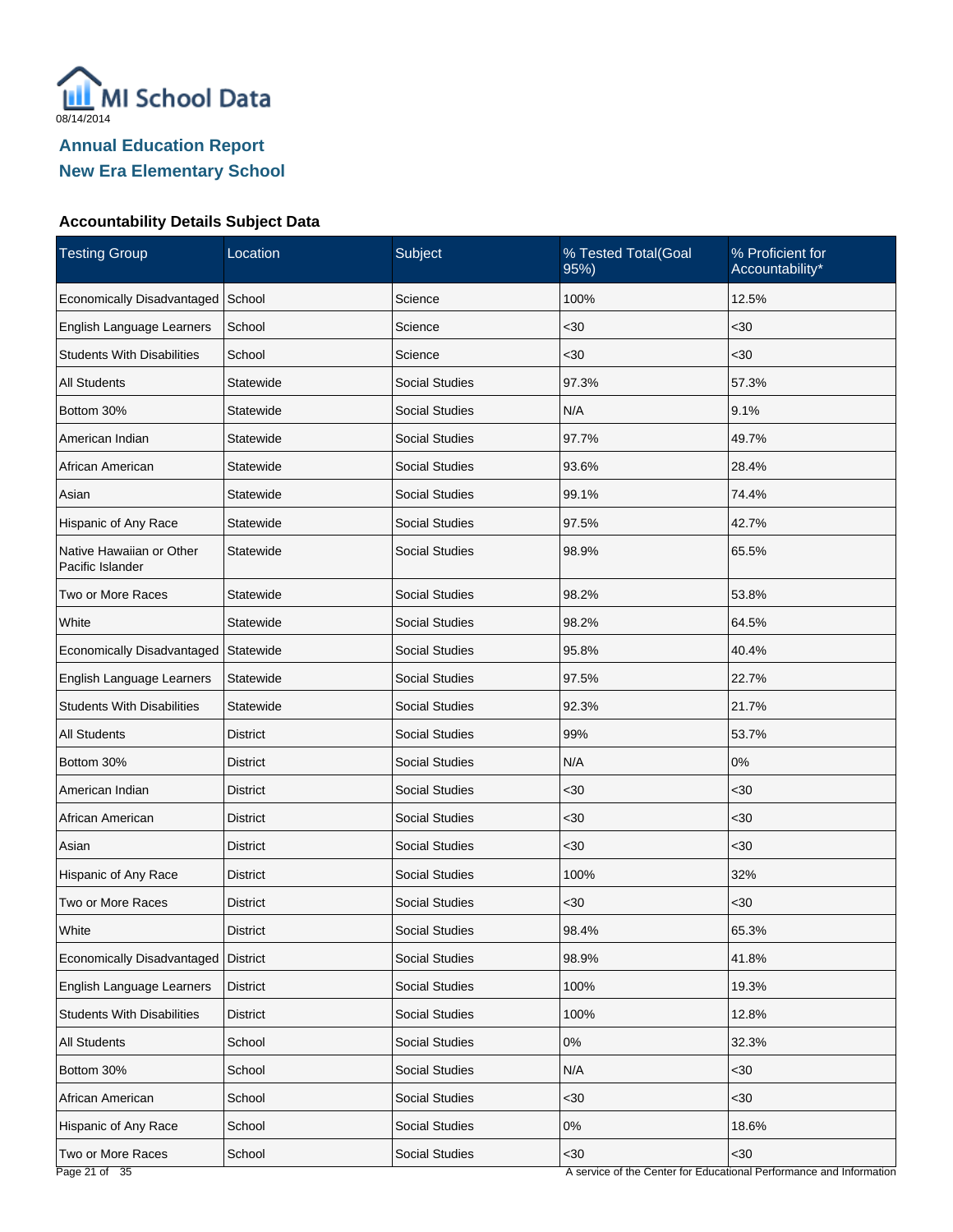MI School Data
08/14/2014

## Annual Education Report
## New Era Elementary School

### Accountability Details Subject Data

| Testing Group | Location | Subject | % Tested Total(Goal 95%) | % Proficient for Accountability* |
|---|---|---|---|---|
| Economically Disadvantaged | School | Science | 100% | 12.5% |
| English Language Learners | School | Science | <30 | <30 |
| Students With Disabilities | School | Science | <30 | <30 |
| All Students | Statewide | Social Studies | 97.3% | 57.3% |
| Bottom 30% | Statewide | Social Studies | N/A | 9.1% |
| American Indian | Statewide | Social Studies | 97.7% | 49.7% |
| African American | Statewide | Social Studies | 93.6% | 28.4% |
| Asian | Statewide | Social Studies | 99.1% | 74.4% |
| Hispanic of Any Race | Statewide | Social Studies | 97.5% | 42.7% |
| Native Hawaiian or Other Pacific Islander | Statewide | Social Studies | 98.9% | 65.5% |
| Two or More Races | Statewide | Social Studies | 98.2% | 53.8% |
| White | Statewide | Social Studies | 98.2% | 64.5% |
| Economically Disadvantaged | Statewide | Social Studies | 95.8% | 40.4% |
| English Language Learners | Statewide | Social Studies | 97.5% | 22.7% |
| Students With Disabilities | Statewide | Social Studies | 92.3% | 21.7% |
| All Students | District | Social Studies | 99% | 53.7% |
| Bottom 30% | District | Social Studies | N/A | 0% |
| American Indian | District | Social Studies | <30 | <30 |
| African American | District | Social Studies | <30 | <30 |
| Asian | District | Social Studies | <30 | <30 |
| Hispanic of Any Race | District | Social Studies | 100% | 32% |
| Two or More Races | District | Social Studies | <30 | <30 |
| White | District | Social Studies | 98.4% | 65.3% |
| Economically Disadvantaged | District | Social Studies | 98.9% | 41.8% |
| English Language Learners | District | Social Studies | 100% | 19.3% |
| Students With Disabilities | District | Social Studies | 100% | 12.8% |
| All Students | School | Social Studies | 0% | 32.3% |
| Bottom 30% | School | Social Studies | N/A | <30 |
| African American | School | Social Studies | <30 | <30 |
| Hispanic of Any Race | School | Social Studies | 0% | 18.6% |
| Two or More Races | School | Social Studies | <30 | <30 |

A service of the Center for Educational Performance and Information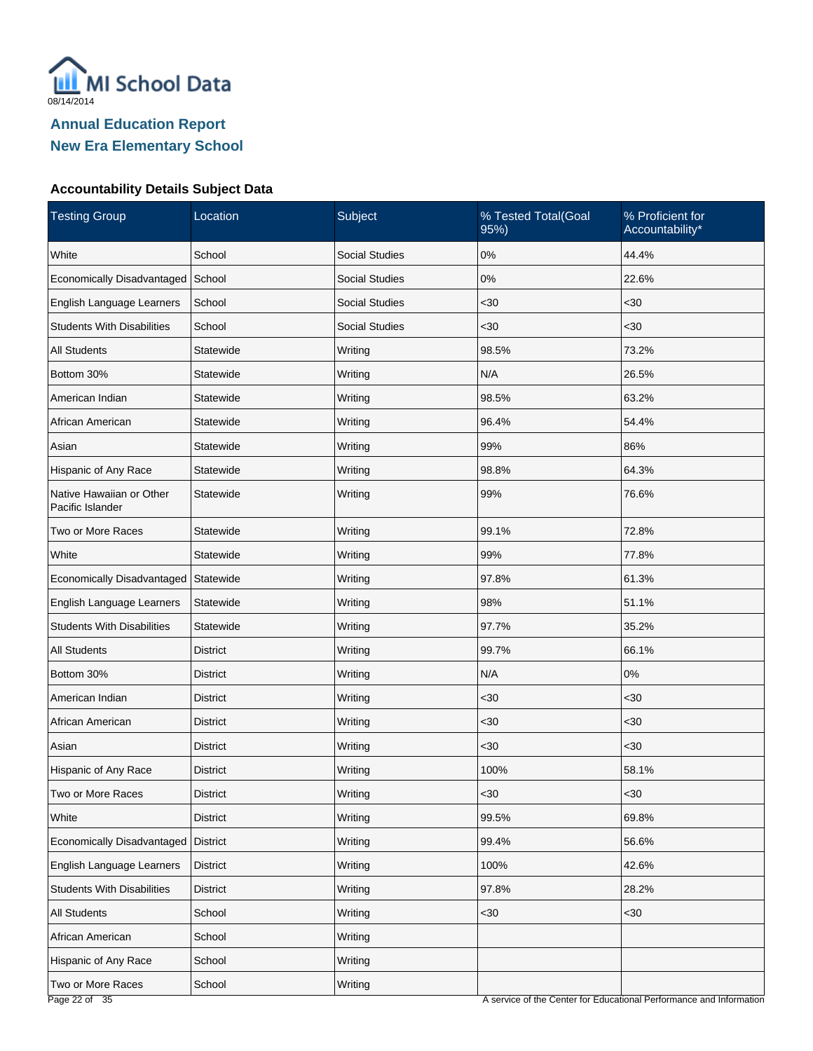MI School Data
08/14/2014

## Annual Education Report
## New Era Elementary School

### Accountability Details Subject Data

| Testing Group | Location | Subject | % Tested Total(Goal 95%) | % Proficient for Accountability* |
|---|---|---|---|---|
| White | School | Social Studies | 0% | 44.4% |
| Economically Disadvantaged | School | Social Studies | 0% | 22.6% |
| English Language Learners | School | Social Studies | <30 | <30 |
| Students With Disabilities | School | Social Studies | <30 | <30 |
| All Students | Statewide | Writing | 98.5% | 73.2% |
| Bottom 30% | Statewide | Writing | N/A | 26.5% |
| American Indian | Statewide | Writing | 98.5% | 63.2% |
| African American | Statewide | Writing | 96.4% | 54.4% |
| Asian | Statewide | Writing | 99% | 86% |
| Hispanic of Any Race | Statewide | Writing | 98.8% | 64.3% |
| Native Hawaiian or Other Pacific Islander | Statewide | Writing | 99% | 76.6% |
| Two or More Races | Statewide | Writing | 99.1% | 72.8% |
| White | Statewide | Writing | 99% | 77.8% |
| Economically Disadvantaged | Statewide | Writing | 97.8% | 61.3% |
| English Language Learners | Statewide | Writing | 98% | 51.1% |
| Students With Disabilities | Statewide | Writing | 97.7% | 35.2% |
| All Students | District | Writing | 99.7% | 66.1% |
| Bottom 30% | District | Writing | N/A | 0% |
| American Indian | District | Writing | <30 | <30 |
| African American | District | Writing | <30 | <30 |
| Asian | District | Writing | <30 | <30 |
| Hispanic of Any Race | District | Writing | 100% | 58.1% |
| Two or More Races | District | Writing | <30 | <30 |
| White | District | Writing | 99.5% | 69.8% |
| Economically Disadvantaged | District | Writing | 99.4% | 56.6% |
| English Language Learners | District | Writing | 100% | 42.6% |
| Students With Disabilities | District | Writing | 97.8% | 28.2% |
| All Students | School | Writing | <30 | <30 |
| African American | School | Writing | | |
| Hispanic of Any Race | School | Writing | | |
| Two or More Races | School | Writing | | |

A service of the Center for Educational Performance and Information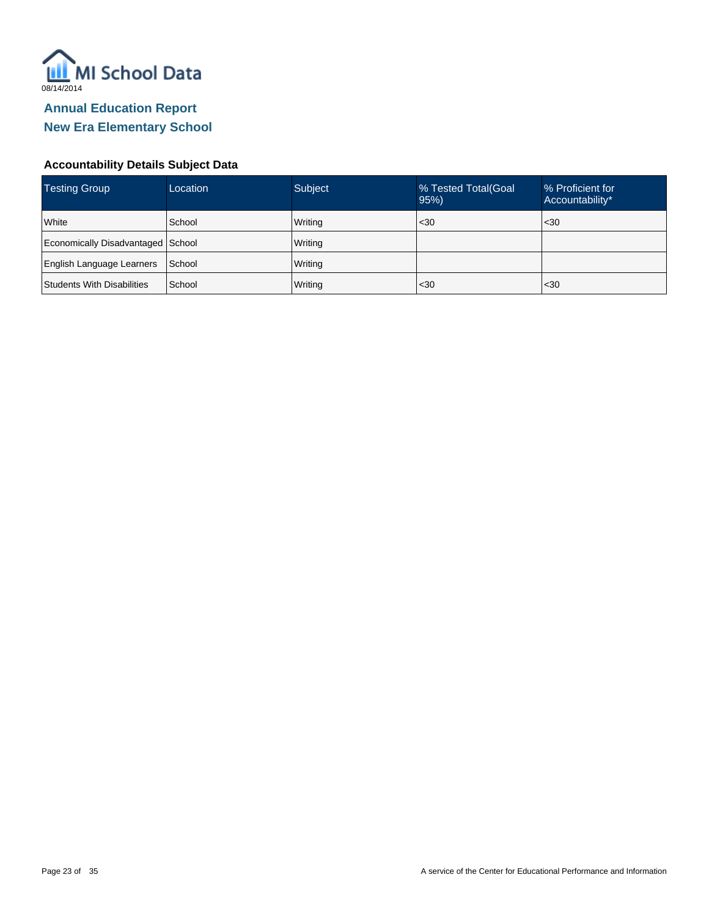MI School Data

08/14/2014

## Annual Education Report

## New Era Elementary School

### Accountability Details Subject Data

| Testing Group | Location | Subject | % Tested Total(Goal 95%) | % Proficient for Accountability* |
| --- | --- | --- | --- | --- |
| White | School | Writing | <30 | <30 |
| Economically Disadvantaged | School | Writing | | |
| English Language Learners | School | Writing | | |
| Students With Disabilities | School | Writing | <30 | <30 |

A service of the Center for Educational Performance and Information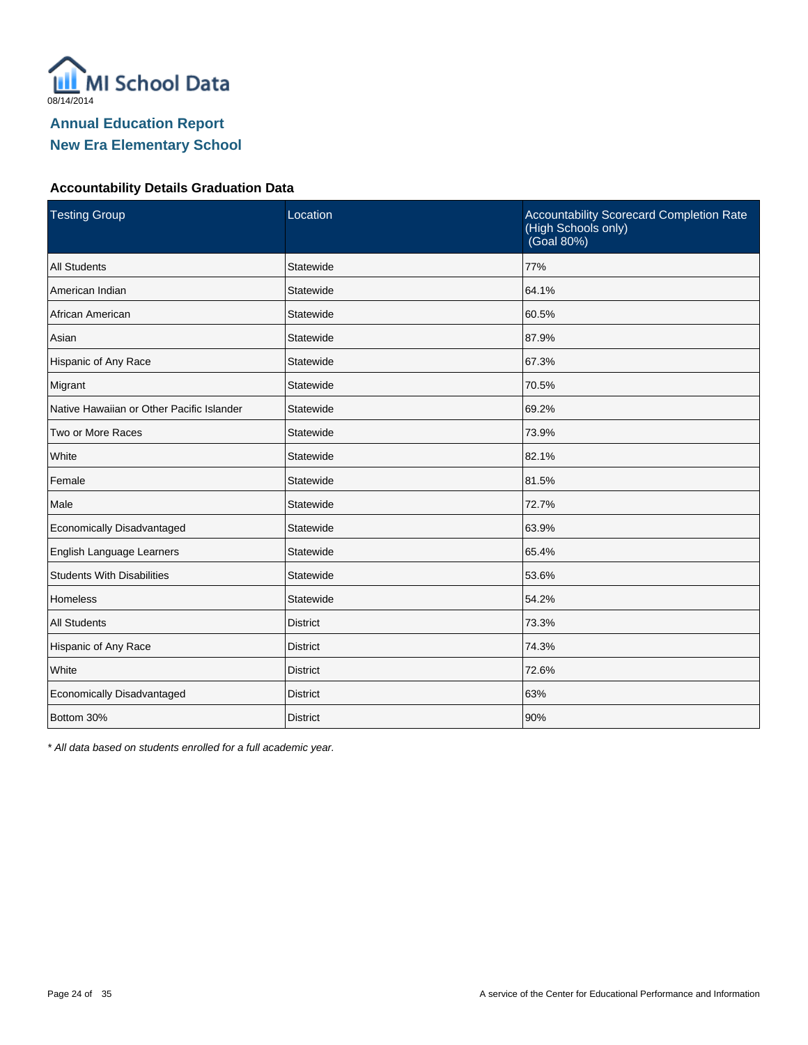MI School Data

08/14/2014

# Annual Education Report
## New Era Elementary School

### Accountability Details Graduation Data

| Testing Group | Location | Accountability Scorecard Completion Rate (High Schools only) (Goal 80%) |
|---|---|---|
| All Students | Statewide | 77% |
| American Indian | Statewide | 64.1% |
| African American | Statewide | 60.5% |
| Asian | Statewide | 87.9% |
| Hispanic of Any Race | Statewide | 67.3% |
| Migrant | Statewide | 70.5% |
| Native Hawaiian or Other Pacific Islander | Statewide | 69.2% |
| Two or More Races | Statewide | 73.9% |
| White | Statewide | 82.1% |
| Female | Statewide | 81.5% |
| Male | Statewide | 72.7% |
| Economically Disadvantaged | Statewide | 63.9% |
| English Language Learners | Statewide | 65.4% |
| Students With Disabilities | Statewide | 53.6% |
| Homeless | Statewide | 54.2% |
| All Students | District | 73.3% |
| Hispanic of Any Race | District | 74.3% |
| White | District | 72.6% |
| Economically Disadvantaged | District | 63% |
| Bottom 30% | District | 90% |

*\* All data based on students enrolled for a full academic year.*

A service of the Center for Educational Performance and Information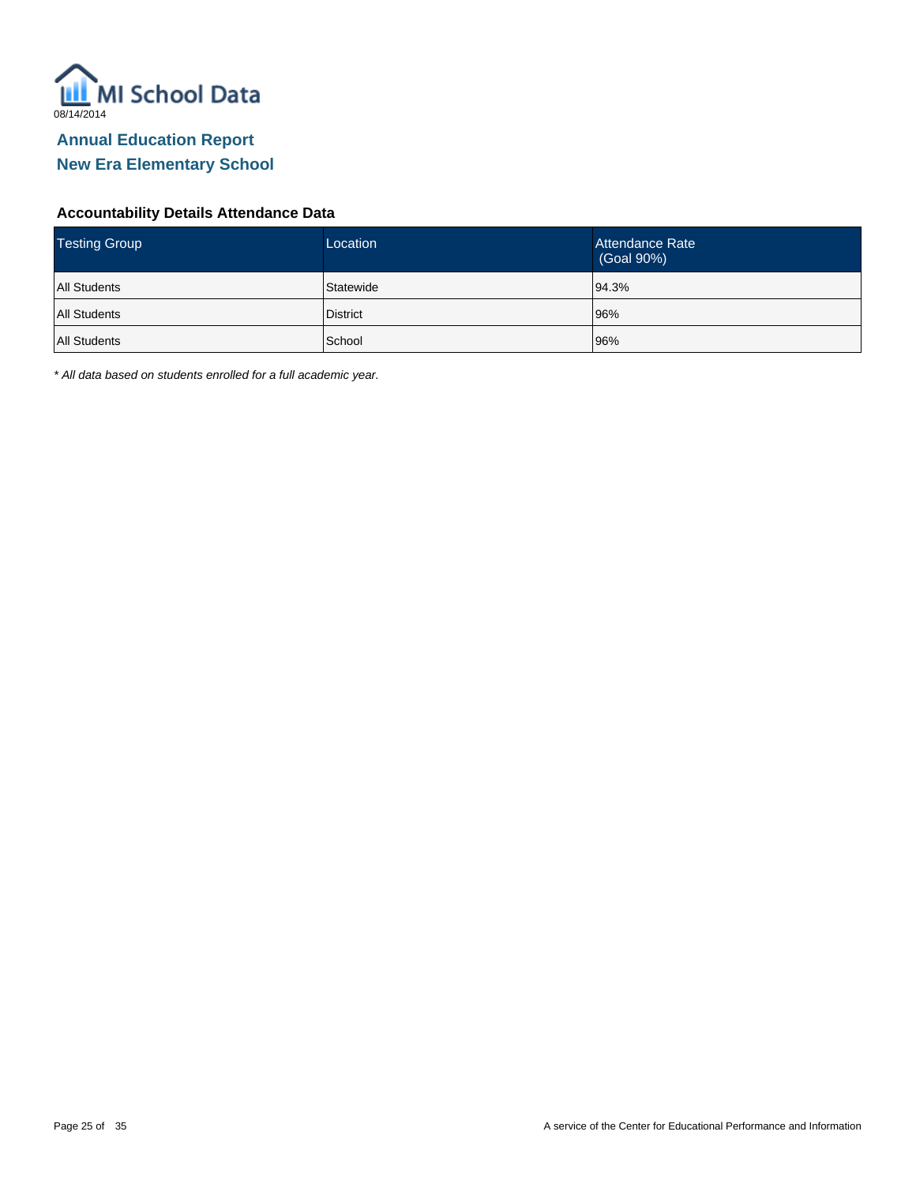MI School Data

08/14/2014

# Annual Education Report

## New Era Elementary School

### Accountability Details Attendance Data

| Testing Group | Location | Attendance Rate (Goal 90%) |
| --- | --- | --- |
| All Students | Statewide | 94.3% |
| All Students | District | 96% |
| All Students | School | 96% |

*\* All data based on students enrolled for a full academic year.*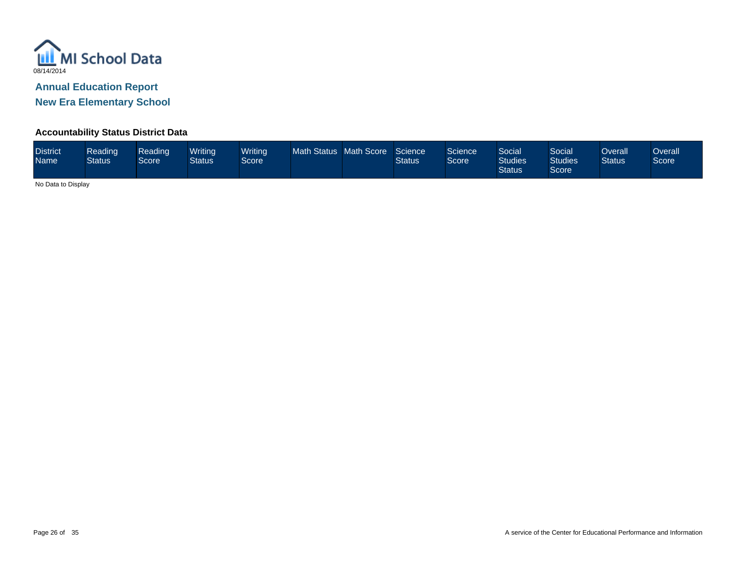MI School Data
08/14/2014

## Annual Education Report

## New Era Elementary School

### Accountability Status District Data

| District Name | Reading Status | Reading Score | Writing Status | Writing Score | Math Status | Math Score | Science Status | Science Score | Social Studies Status | Social Studies Score | Overall Status | Overall Score |
|---|---|---|---|---|---|---|---|---|---|---|---|---|

No Data to Display

A service of the Center for Educational Performance and Information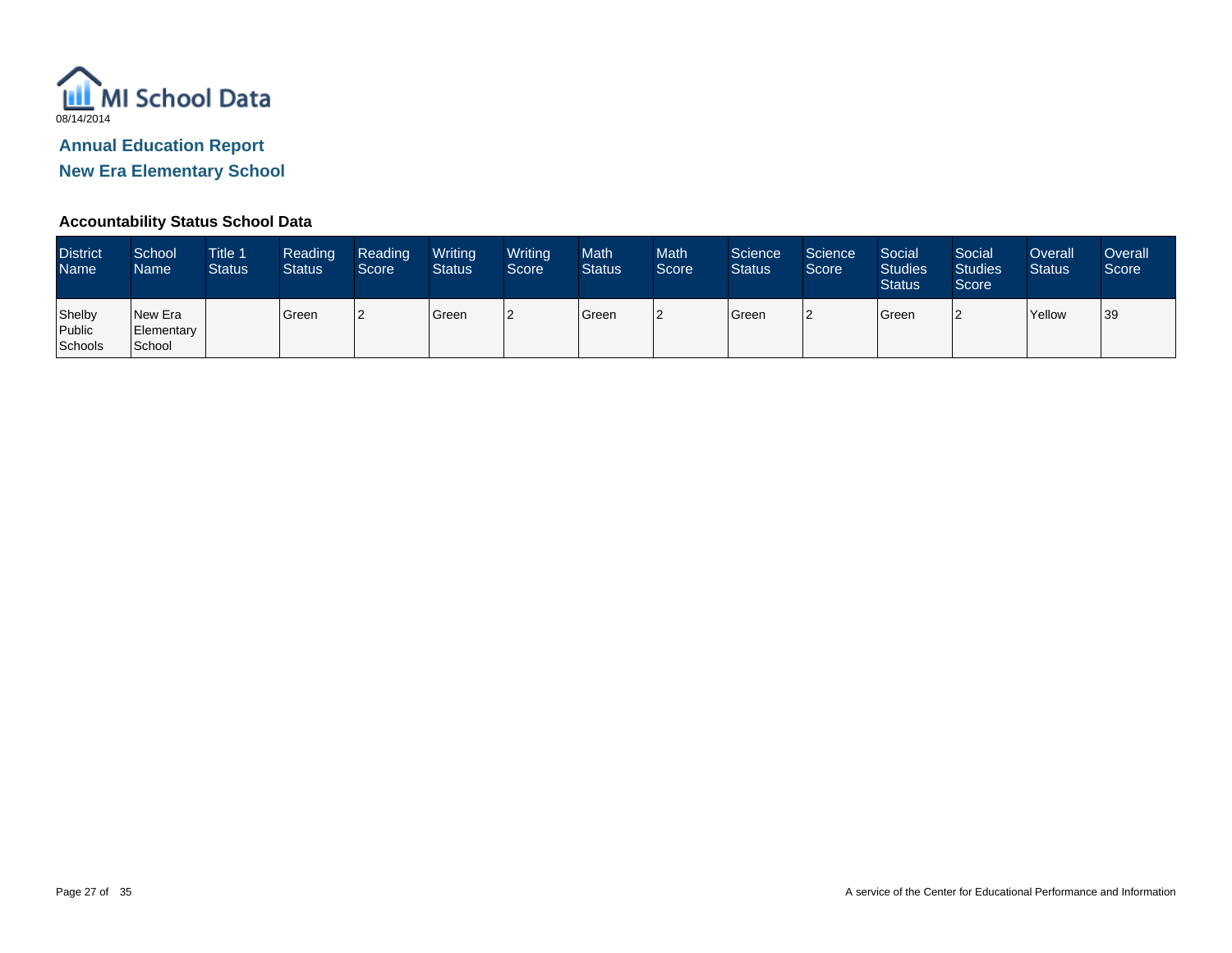MI School Data

08/14/2014

## Annual Education Report

## New Era Elementary School

### Accountability Status School Data

| District Name | School Name | Title 1 Status | Reading Status | Reading Score | Writing Status | Writing Score | Math Status | Math Score | Science Status | Science Score | Social Studies Status | Social Studies Score | Overall Status | Overall Score |
|---|---|---|---|---|---|---|---|---|---|---|---|---|---|---|
| Shelby Public Schools | New Era Elementary School | | Green | 2 | Green | 2 | Green | 2 | Green | 2 | Green | 2 | Yellow | 39 |

A service of the Center for Educational Performance and Information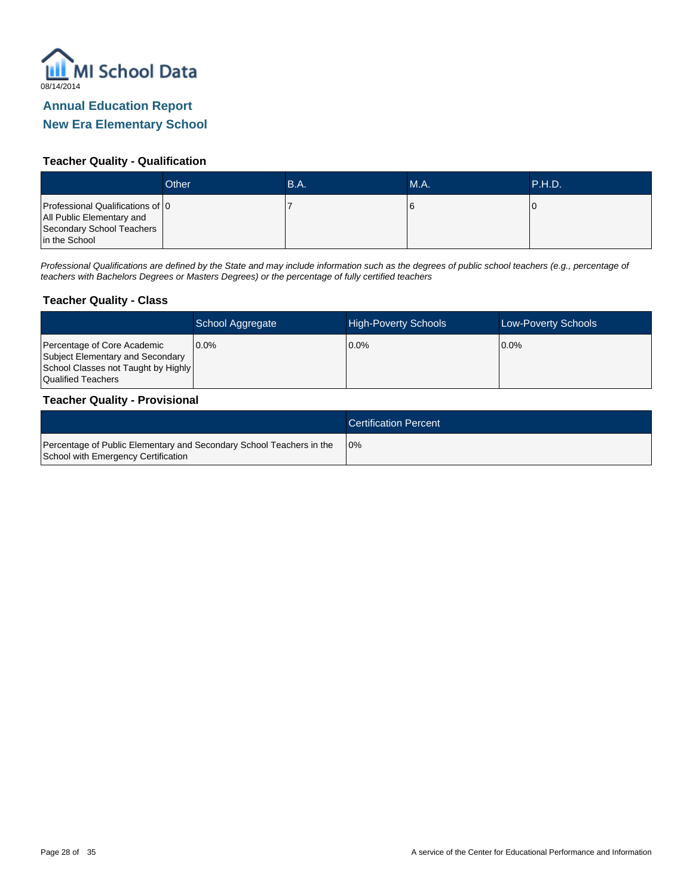MI School Data

08/14/2014

## Annual Education Report

## New Era Elementary School

### Teacher Quality - Qualification

| | Other | B.A. | M.A. | P.H.D. |
|---|---|---|---|---|
| Professional Qualifications of All Public Elementary and Secondary School Teachers in the School | 0 | 7 | 6 | 0 |

*Professional Qualifications are defined by the State and may include information such as the degrees of public school teachers (e.g., percentage of teachers with Bachelors Degrees or Masters Degrees) or the percentage of fully certified teachers*

### Teacher Quality - Class

| | School Aggregate | High-Poverty Schools | Low-Poverty Schools |
|---|---|---|---|
| Percentage of Core Academic Subject Elementary and Secondary School Classes not Taught by Highly Qualified Teachers | 0.0% | 0.0% | 0.0% |

### Teacher Quality - Provisional

| | Certification Percent |
|---|---|
| Percentage of Public Elementary and Secondary School Teachers in the School with Emergency Certification | 0% |

A service of the Center for Educational Performance and Information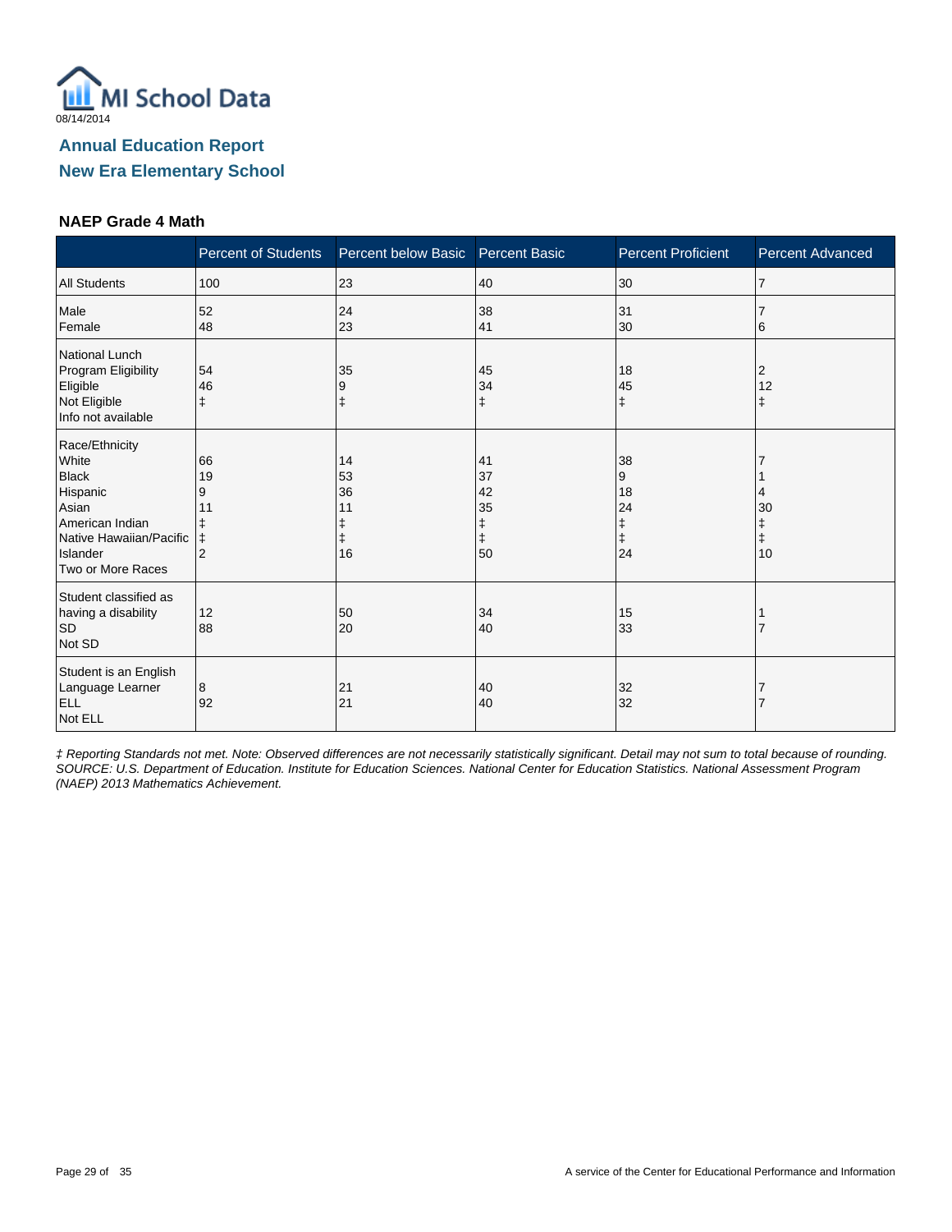MI School Data

08/14/2014

## Annual Education Report

## New Era Elementary School

### NAEP Grade 4 Math

| | Percent of Students | Percent below Basic | Percent Basic | Percent Proficient | Percent Advanced |
|---|---|---|---|---|---|
| All Students | 100 | 23 | 40 | 30 | 7 |
| Male | 52 | 24 | 38 | 31 | 7 |
| Female | 48 | 23 | 41 | 30 | 6 |
| National Lunch Program Eligibility | | | | | |
| Eligible | 54 | 35 | 45 | 18 | 2 |
| Not Eligible | 46 | 9 | 34 | 45 | 12 |
| Info not available | ‡ | ‡ | ‡ | ‡ | ‡ |
| Race/Ethnicity | | | | | |
| White | 66 | 14 | 41 | 38 | 7 |
| Black | 19 | 53 | 37 | 9 | 1 |
| Hispanic | 9 | 36 | 42 | 18 | 4 |
| Asian | 11 | 11 | 35 | 24 | 30 |
| American Indian | ‡ | ‡ | ‡ | ‡ | ‡ |
| Native Hawaiian/Pacific Islander | ‡ | ‡ | ‡ | ‡ | ‡ |
| Two or More Races | 2 | 16 | 50 | 24 | 10 |
| Student classified as having a disability | | | | | |
| SD | 12 | 50 | 34 | 15 | 1 |
| Not SD | 88 | 20 | 40 | 33 | 7 |
| Student is an English Language Learner | | | | | |
| ELL | 8 | 21 | 40 | 32 | 7 |
| Not ELL | 92 | 21 | 40 | 32 | 7 |

*‡ Reporting Standards not met. Note: Observed differences are not necessarily statistically significant. Detail may not sum to total because of rounding. SOURCE: U.S. Department of Education. Institute for Education Sciences. National Center for Education Statistics. National Assessment Program (NAEP) 2013 Mathematics Achievement.*

A service of the Center for Educational Performance and Information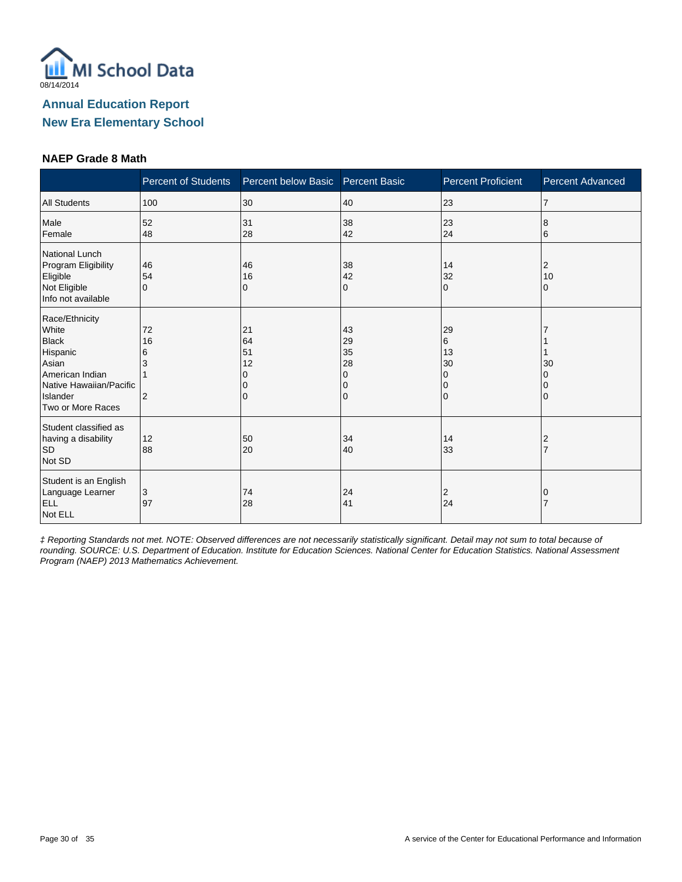MI School Data

08/14/2014

## Annual Education Report

## New Era Elementary School

### NAEP Grade 8 Math

| | Percent of Students | Percent below Basic | Percent Basic | Percent Proficient | Percent Advanced |
|---|---|---|---|---|---|
| All Students | 100 | 30 | 40 | 23 | 7 |
| Male | 52 | 31 | 38 | 23 | 8 |
| Female | 48 | 28 | 42 | 24 | 6 |
| National Lunch Program Eligibility | | | | | |
| Eligible | 46 | 46 | 38 | 14 | 2 |
| Not Eligible | 54 | 16 | 42 | 32 | 10 |
| Info not available | 0 | 0 | 0 | 0 | 0 |
| Race/Ethnicity | | | | | |
| White | 72 | 21 | 43 | 29 | 7 |
| Black | 16 | 64 | 29 | 6 | 1 |
| Hispanic | 6 | 51 | 35 | 13 | 1 |
| Asian | 3 | 12 | 28 | 30 | 30 |
| American Indian | 1 | 0 | 0 | 0 | 0 |
| Native Hawaiian/Pacific Islander | | 0 | 0 | 0 | 0 |
| Two or More Races | 2 | 0 | 0 | 0 | 0 |
| Student classified as having a disability | | | | | |
| SD | 12 | 50 | 34 | 14 | 2 |
| Not SD | 88 | 20 | 40 | 33 | 7 |
| Student is an English Language Learner | | | | | |
| ELL | 3 | 74 | 24 | 2 | 0 |
| Not ELL | 97 | 28 | 41 | 24 | 7 |

*‡ Reporting Standards not met. NOTE: Observed differences are not necessarily statistically significant. Detail may not sum to total because of rounding. SOURCE: U.S. Department of Education. Institute for Education Sciences. National Center for Education Statistics. National Assessment Program (NAEP) 2013 Mathematics Achievement.*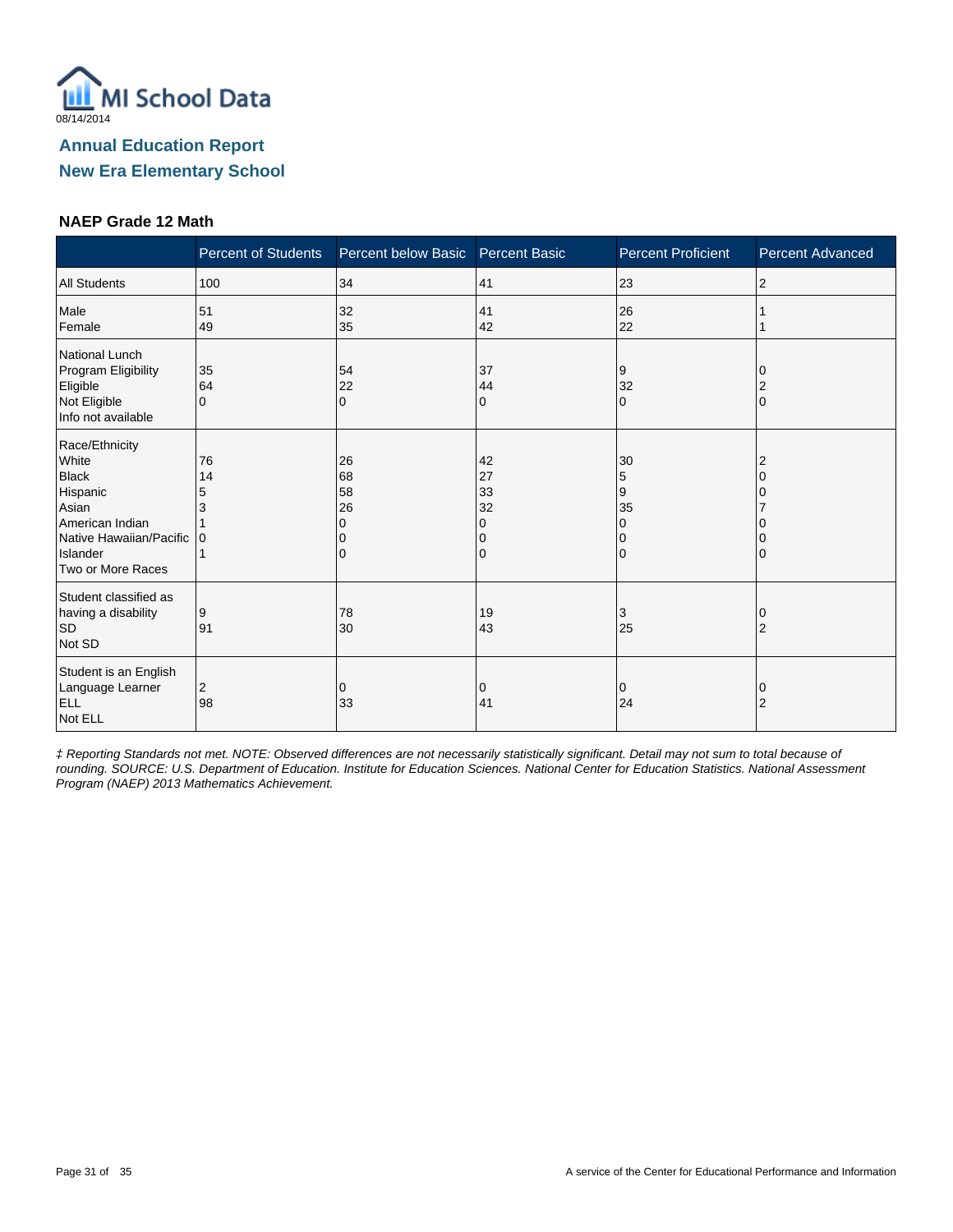MI School Data

08/14/2014

## Annual Education Report

## New Era Elementary School

### NAEP Grade 12 Math

| | Percent of Students | Percent below Basic | Percent Basic | Percent Proficient | Percent Advanced |
|---|---|---|---|---|---|
| All Students | 100 | 34 | 41 | 23 | 2 |
| Male | 51 | 32 | 41 | 26 | 1 |
| Female | 49 | 35 | 42 | 22 | 1 |
| National Lunch Program Eligibility | | | | | |
| Eligible | 35 | 54 | 37 | 9 | 0 |
| Not Eligible | 64 | 22 | 44 | 32 | 2 |
| Info not available | 0 | 0 | 0 | 0 | 0 |
| Race/Ethnicity | | | | | |
| White | 76 | 26 | 42 | 30 | 2 |
| Black | 14 | 68 | 27 | 5 | 0 |
| Hispanic | 5 | 58 | 33 | 9 | 0 |
| Asian | 3 | 26 | 32 | 35 | 7 |
| American Indian | 1 | 0 | 0 | 0 | 0 |
| Native Hawaiian/Pacific Islander | 0 | 0 | 0 | 0 | 0 |
| Two or More Races | 1 | 0 | 0 | 0 | 0 |
| Student classified as having a disability | | | | | |
| SD | 9 | 78 | 19 | 3 | 0 |
| Not SD | 91 | 30 | 43 | 25 | 2 |
| Student is an English Language Learner | | | | | |
| ELL | 2 | 0 | 0 | 0 | 0 |
| Not ELL | 98 | 33 | 41 | 24 | 2 |

*‡ Reporting Standards not met. NOTE: Observed differences are not necessarily statistically significant. Detail may not sum to total because of rounding. SOURCE: U.S. Department of Education. Institute for Education Sciences. National Center for Education Statistics. National Assessment Program (NAEP) 2013 Mathematics Achievement.*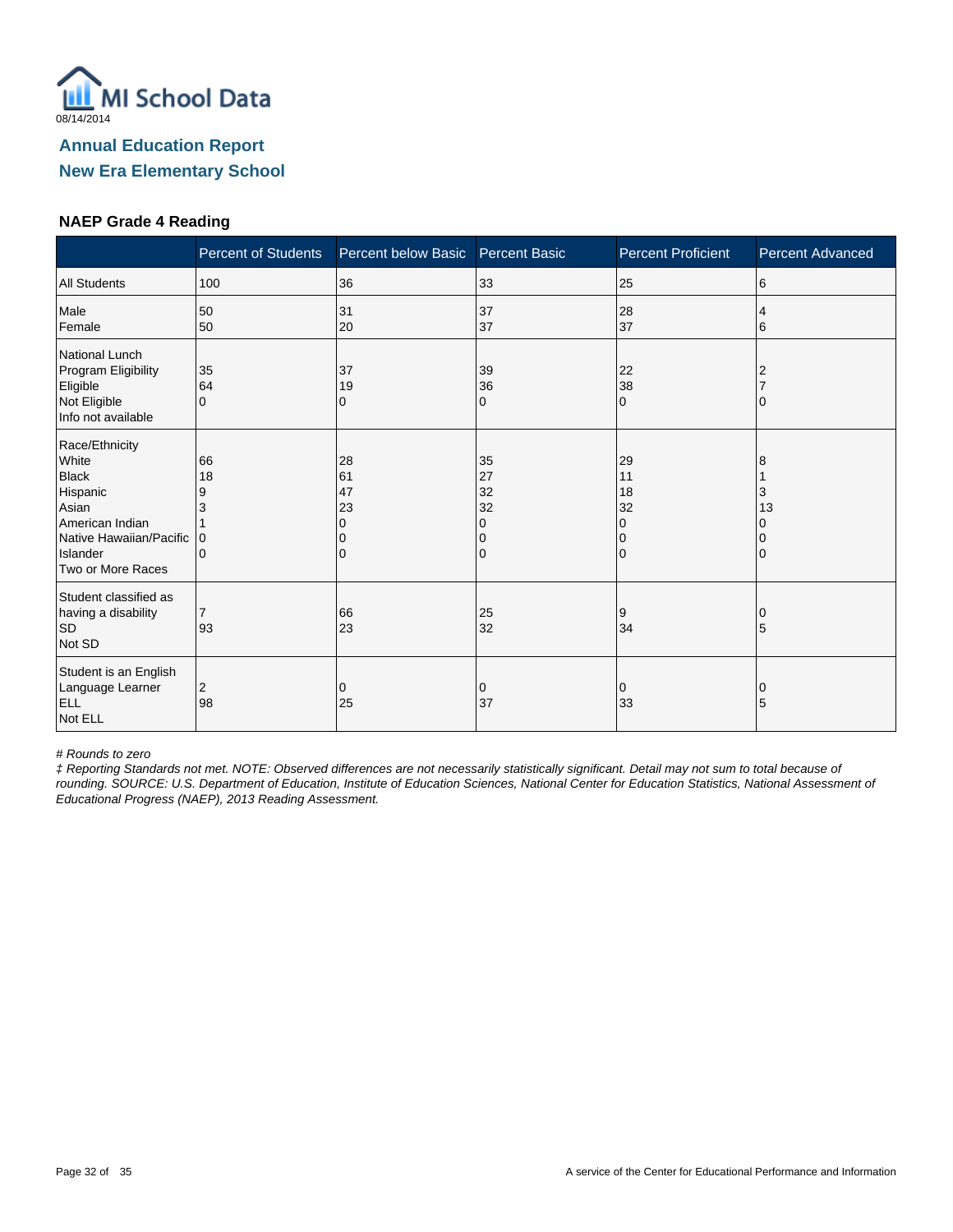MI School Data

08/14/2014

## Annual Education Report

## New Era Elementary School

### NAEP Grade 4 Reading

| | Percent of Students | Percent below Basic | Percent Basic | Percent Proficient | Percent Advanced |
|---|---|---|---|---|---|
| All Students | 100 | 36 | 33 | 25 | 6 |
| Male | 50 | 31 | 37 | 28 | 4 |
| Female | 50 | 20 | 37 | 37 | 6 |
| National Lunch Program Eligibility | | | | | |
| Eligible | 35 | 37 | 39 | 22 | 2 |
| Not Eligible | 64 | 19 | 36 | 38 | 7 |
| Info not available | 0 | 0 | 0 | 0 | 0 |
| Race/Ethnicity | | | | | |
| White | 66 | 28 | 35 | 29 | 8 |
| Black | 18 | 61 | 27 | 11 | 1 |
| Hispanic | 9 | 47 | 32 | 18 | 3 |
| Asian | 3 | 23 | 32 | 32 | 13 |
| American Indian | 1 | 0 | 0 | 0 | 0 |
| Native Hawaiian/Pacific Islander | 0 | 0 | 0 | 0 | 0 |
| Two or More Races | 0 | 0 | 0 | 0 | 0 |
| Student classified as having a disability | | | | | |
| SD | 7 | 66 | 25 | 9 | 0 |
| Not SD | 93 | 23 | 32 | 34 | 5 |
| Student is an English Language Learner | | | | | |
| ELL | 2 | 0 | 0 | 0 | 0 |
| Not ELL | 98 | 25 | 37 | 33 | 5 |

*# Rounds to zero*

*‡ Reporting Standards not met. NOTE: Observed differences are not necessarily statistically significant. Detail may not sum to total because of rounding. SOURCE: U.S. Department of Education, Institute of Education Sciences, National Center for Education Statistics, National Assessment of Educational Progress (NAEP), 2013 Reading Assessment.*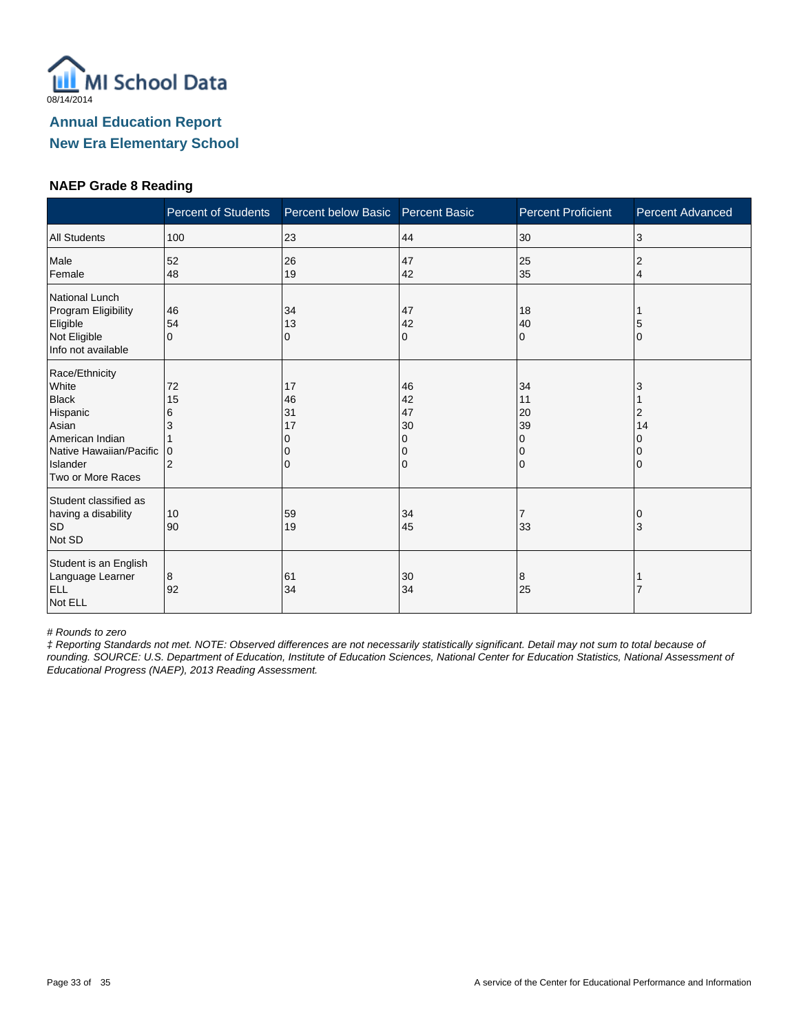08/14/2014

## Annual Education Report

## New Era Elementary School

### NAEP Grade 8 Reading

| | Percent of Students | Percent below Basic | Percent Basic | Percent Proficient | Percent Advanced |
|---|---|---|---|---|---|
| All Students | 100 | 23 | 44 | 30 | 3 |
| Male | 52 | 26 | 47 | 25 | 2 |
| Female | 48 | 19 | 42 | 35 | 4 |
| National Lunch Program Eligibility | | | | | |
| Eligible | 46 | 34 | 47 | 18 | 1 |
| Not Eligible | 54 | 13 | 42 | 40 | 5 |
| Info not available | 0 | 0 | 0 | 0 | 0 |
| Race/Ethnicity | | | | | |
| White | 72 | 17 | 46 | 34 | 3 |
| Black | 15 | 46 | 42 | 11 | 1 |
| Hispanic | 6 | 31 | 47 | 20 | 2 |
| Asian | 3 | 17 | 30 | 39 | 14 |
| American Indian | 1 | 0 | 0 | 0 | 0 |
| Native Hawaiian/Pacific Islander | 0 | 0 | 0 | 0 | 0 |
| Two or More Races | 2 | 0 | 0 | 0 | 0 |
| Student classified as having a disability | | | | | |
| SD | 10 | 59 | 34 | 7 | 0 |
| Not SD | 90 | 19 | 45 | 33 | 3 |
| Student is an English Language Learner | | | | | |
| ELL | 8 | 61 | 30 | 8 | 1 |
| Not ELL | 92 | 34 | 34 | 25 | 7 |

*# Rounds to zero*

*‡ Reporting Standards not met. NOTE: Observed differences are not necessarily statistically significant. Detail may not sum to total because of rounding. SOURCE: U.S. Department of Education, Institute of Education Sciences, National Center for Education Statistics, National Assessment of Educational Progress (NAEP), 2013 Reading Assessment.*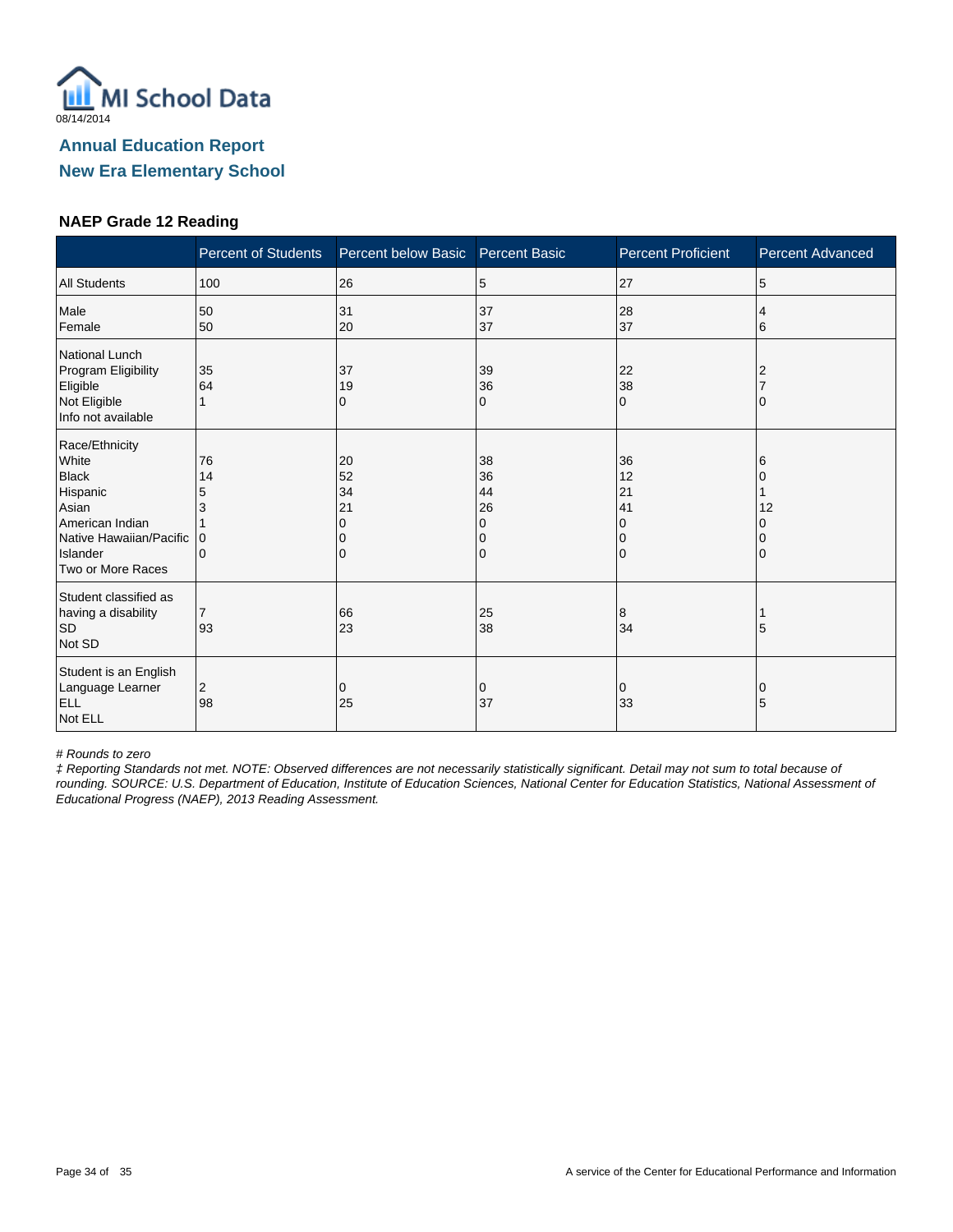08/14/2014

## Annual Education Report

## New Era Elementary School

### NAEP Grade 12 Reading

| | Percent of Students | Percent below Basic | Percent Basic | Percent Proficient | Percent Advanced |
|---|---|---|---|---|---|
| All Students | 100 | 26 | 5 | 27 | 5 |
| Male<br>Female | 50<br>50 | 31<br>20 | 37<br>37 | 28<br>37 | 4<br>6 |
| National Lunch Program Eligibility<br>Eligible<br>Not Eligible<br>Info not available | 35<br>64<br>1 | 37<br>19<br>0 | 39<br>36<br>0 | 22<br>38<br>0 | 2<br>7<br>0 |
| Race/Ethnicity<br>White<br>Black<br>Hispanic<br>Asian<br>American Indian<br>Native Hawaiian/Pacific Islander<br>Two or More Races | 76<br>14<br>5<br>3<br>1<br>0<br>0 | 20<br>52<br>34<br>21<br>0<br>0<br>0 | 38<br>36<br>44<br>26<br>0<br>0<br>0 | 36<br>12<br>21<br>41<br>0<br>0<br>0 | 6<br>0<br>1<br>12<br>0<br>0<br>0 |
| Student classified as having a disability<br>SD<br>Not SD | 7<br>93 | 66<br>23 | 25<br>38 | 8<br>34 | 1<br>5 |
| Student is an English Language Learner<br>ELL<br>Not ELL | 2<br>98 | 0<br>25 | 0<br>37 | 0<br>33 | 0<br>5 |

*# Rounds to zero*

*‡ Reporting Standards not met. NOTE: Observed differences are not necessarily statistically significant. Detail may not sum to total because of rounding. SOURCE: U.S. Department of Education, Institute of Education Sciences, National Center for Education Statistics, National Assessment of Educational Progress (NAEP), 2013 Reading Assessment.*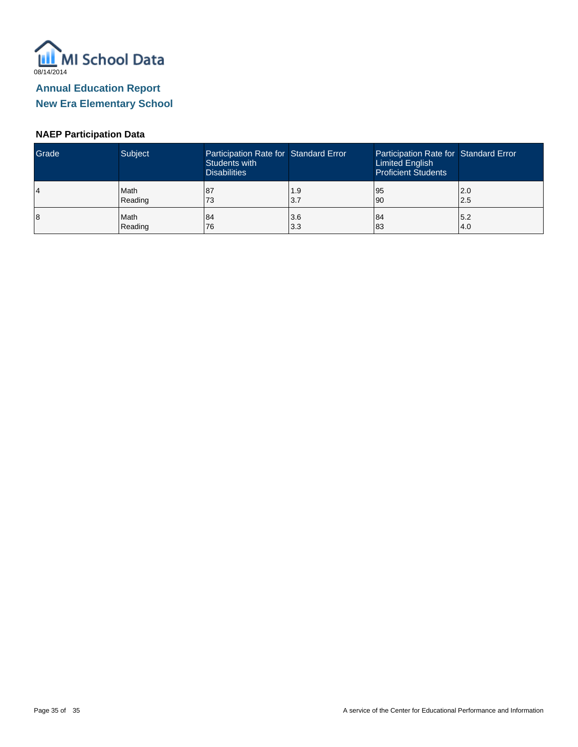MI School Data

08/14/2014

## Annual Education Report

## New Era Elementary School

### NAEP Participation Data

| Grade | Subject | Participation Rate for Students with Disabilities | Standard Error | Participation Rate for Limited English Proficient Students | Standard Error |
|---|---|---|---|---|---|
| 4 | Math | 87 | 1.9 | 95 | 2.0 |
| | Reading | 73 | 3.7 | 90 | 2.5 |
| 8 | Math | 84 | 3.6 | 84 | 5.2 |
| | Reading | 76 | 3.3 | 83 | 4.0 |